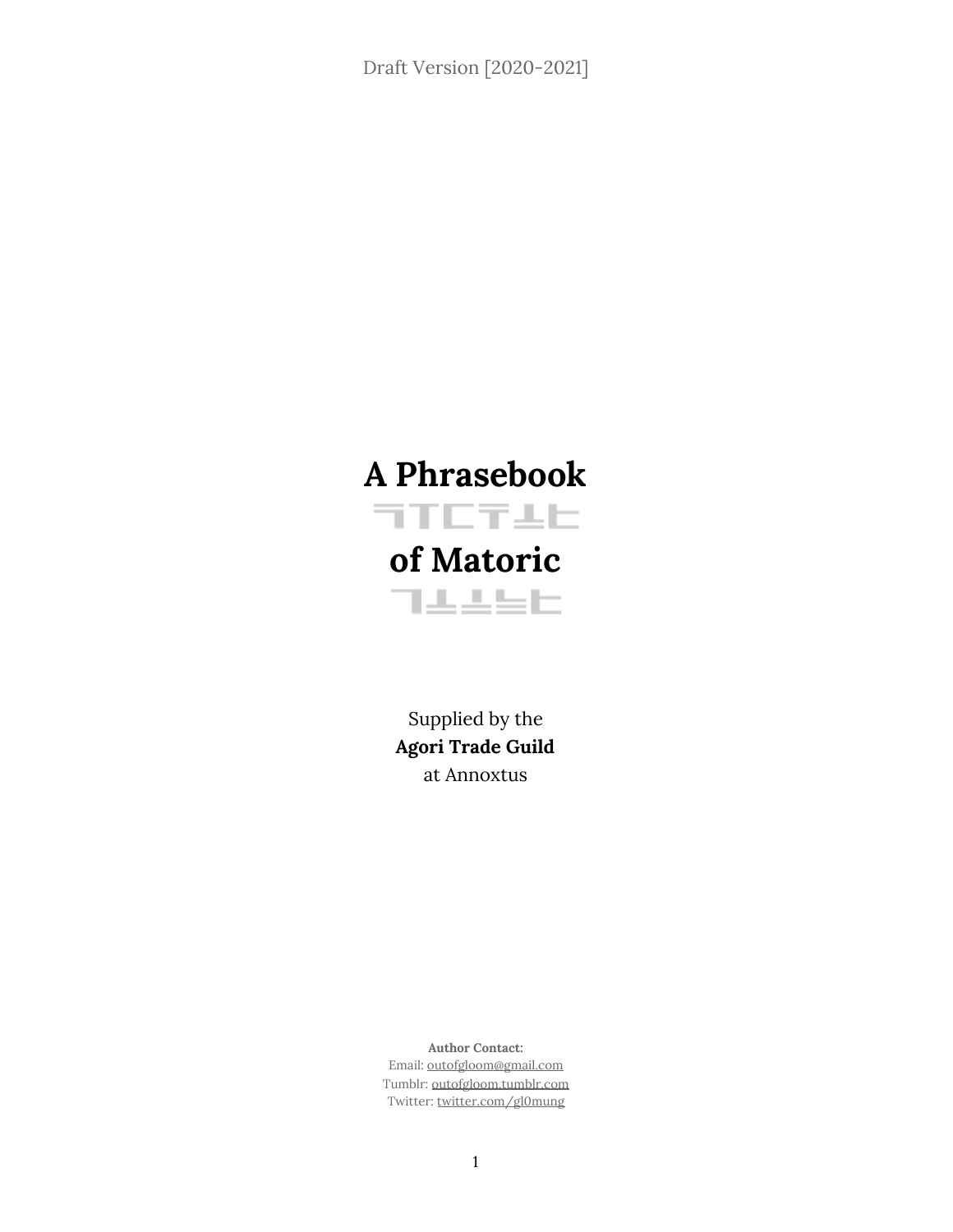Draft Version [2020-2021]

# A Phrasebook

쿠두ᅶᄃ

# of Matoric

고ᅩᄂᄃ

Supplied by the
**Agori Trade Guild**
at Annoxtus

**Author Contact:**
Email: outofgloom@gmail.com
Tumblr: outofgloom.tumblr.com
Twitter: twitter.com/gl0mung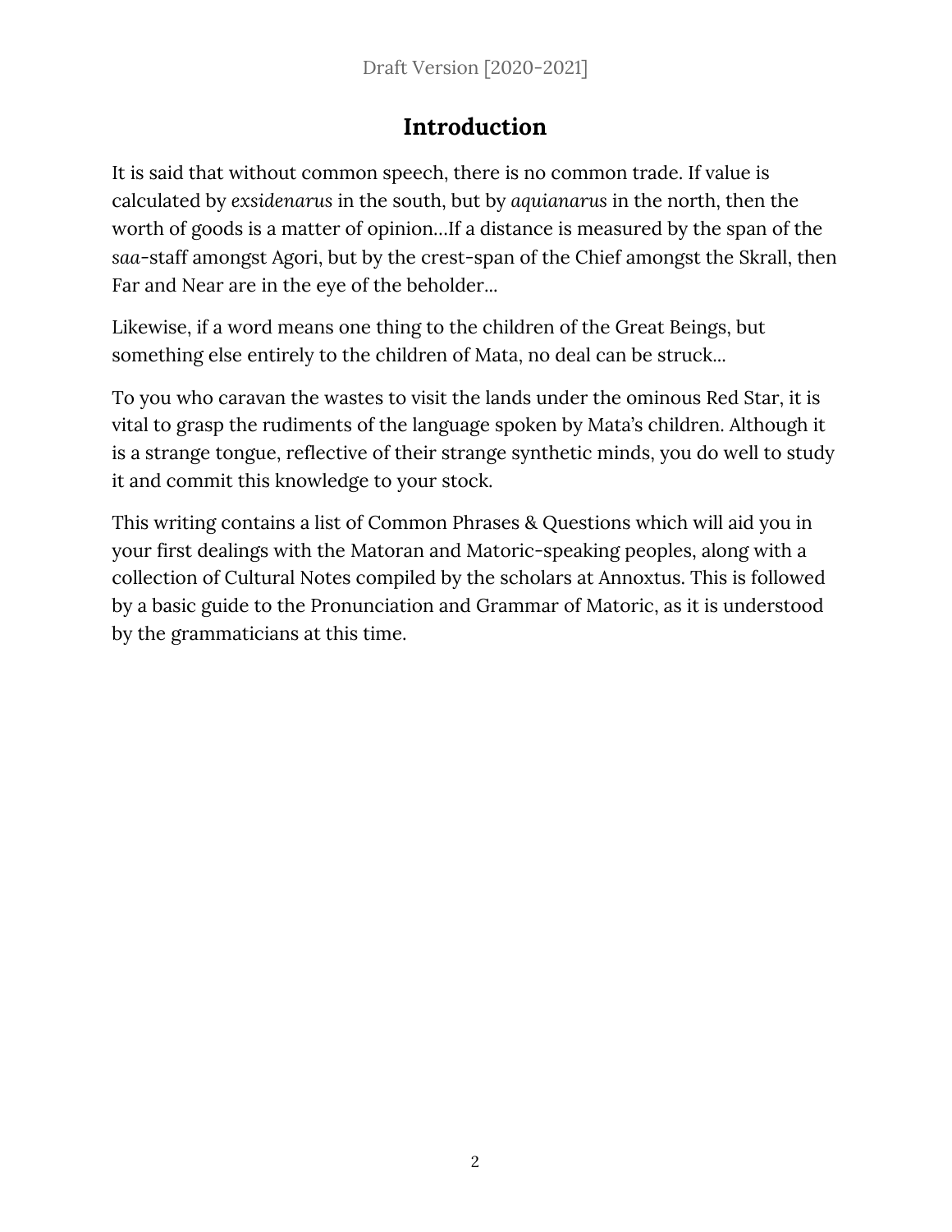# Introduction

It is said that without common speech, there is no common trade. If value is calculated by *exsidenarus* in the south, but by *aquianarus* in the north, then the worth of goods is a matter of opinion…If a distance is measured by the span of the *saa*-staff amongst Agori, but by the crest-span of the Chief amongst the Skrall, then Far and Near are in the eye of the beholder…

Likewise, if a word means one thing to the children of the Great Beings, but something else entirely to the children of Mata, no deal can be struck…

To you who caravan the wastes to visit the lands under the ominous Red Star, it is vital to grasp the rudiments of the language spoken by Mata's children. Although it is a strange tongue, reflective of their strange synthetic minds, you do well to study it and commit this knowledge to your stock.

This writing contains a list of Common Phrases & Questions which will aid you in your first dealings with the Matoran and Matoric-speaking peoples, along with a collection of Cultural Notes compiled by the scholars at Annoxtus. This is followed by a basic guide to the Pronunciation and Grammar of Matoric, as it is understood by the grammaticians at this time.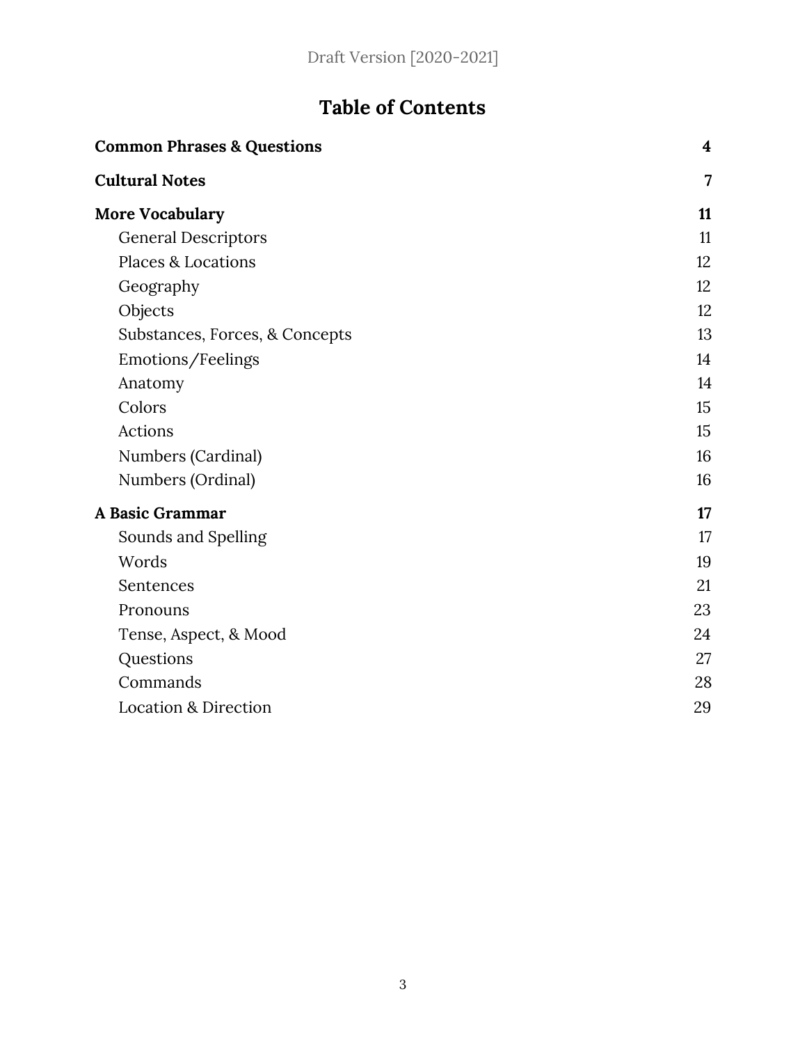Draft Version [2020-2021]

# Table of Contents

**Common Phrases & Questions** **4**

**Cultural Notes** **7**

**More Vocabulary** **11**

- General Descriptors 11
- Places & Locations 12
- Geography 12
- Objects 12
- Substances, Forces, & Concepts 13
- Emotions/Feelings 14
- Anatomy 14
- Colors 15
- Actions 15
- Numbers (Cardinal) 16
- Numbers (Ordinal) 16

**A Basic Grammar** **17**

- Sounds and Spelling 17
- Words 19
- Sentences 21
- Pronouns 23
- Tense, Aspect, & Mood 24
- Questions 27
- Commands 28
- Location & Direction 29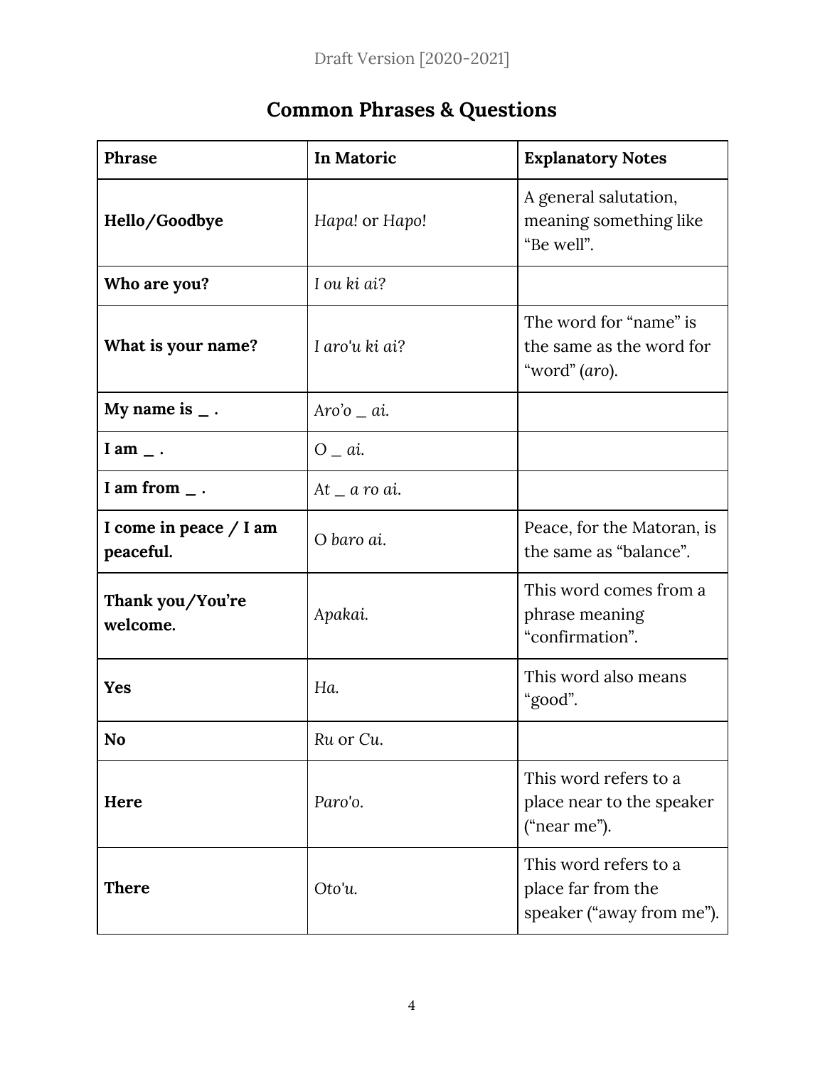## Common Phrases & Questions

| Phrase | In Matoric | Explanatory Notes |
| --- | --- | --- |
| **Hello/Goodbye** | *Hapa!* or *Hapo!* | A general salutation, meaning something like "Be well". |
| **Who are you?** | *I ou ki ai?* | |
| **What is your name?** | *I aro'u ki ai?* | The word for "name" is the same as the word for "word" (*aro*). |
| **My name is _ .** | *Aro'o _ ai.* | |
| **I am _ .** | O *_ ai.* | |
| **I am from _ .** | *At _ a ro ai.* | |
| **I come in peace / I am peaceful.** | O *baro ai.* | Peace, for the Matoran, is the same as "balance". |
| **Thank you/You're welcome.** | *Apakai.* | This word comes from a phrase meaning "confirmation". |
| **Yes** | *Ha.* | This word also means "good". |
| **No** | *Ru* or *Cu.* | |
| **Here** | *Paro'o.* | This word refers to a place near to the speaker ("near me"). |
| **There** | *Oto'u.* | This word refers to a place far from the speaker ("away from me"). |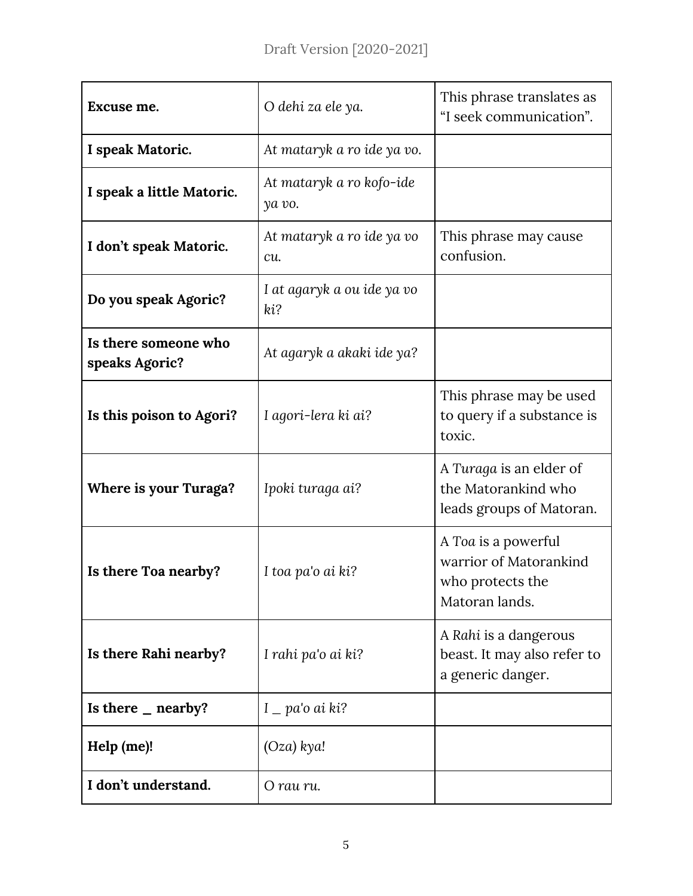| | | |
|---|---|---|
| **Excuse me.** | *O dehi za ele ya.* | This phrase translates as "I seek communication". |
| **I speak Matoric.** | *At mataryk a ro ide ya vo.* | |
| **I speak a little Matoric.** | *At mataryk a ro kofo-ide ya vo.* | |
| **I don't speak Matoric.** | *At mataryk a ro ide ya vo cu.* | This phrase may cause confusion. |
| **Do you speak Agoric?** | *I at agaryk a ou ide ya vo ki?* | |
| **Is there someone who speaks Agoric?** | *At agaryk a akaki ide ya?* | |
| **Is this poison to Agori?** | *I agori-lera ki ai?* | This phrase may be used to query if a substance is toxic. |
| **Where is your Turaga?** | *Ipoki turaga ai?* | A *Turaga* is an elder of the Matorankind who leads groups of Matoran. |
| **Is there Toa nearby?** | *I toa pa'o ai ki?* | A *Toa* is a powerful warrior of Matorankind who protects the Matoran lands. |
| **Is there Rahi nearby?** | *I rahi pa'o ai ki?* | A *Rahi* is a dangerous beast. It may also refer to a generic danger. |
| **Is there _ nearby?** | *I _ pa'o ai ki?* | |
| **Help (me)!** | (*Oza*) *kya!* | |
| **I don't understand.** | *O rau ru.* | |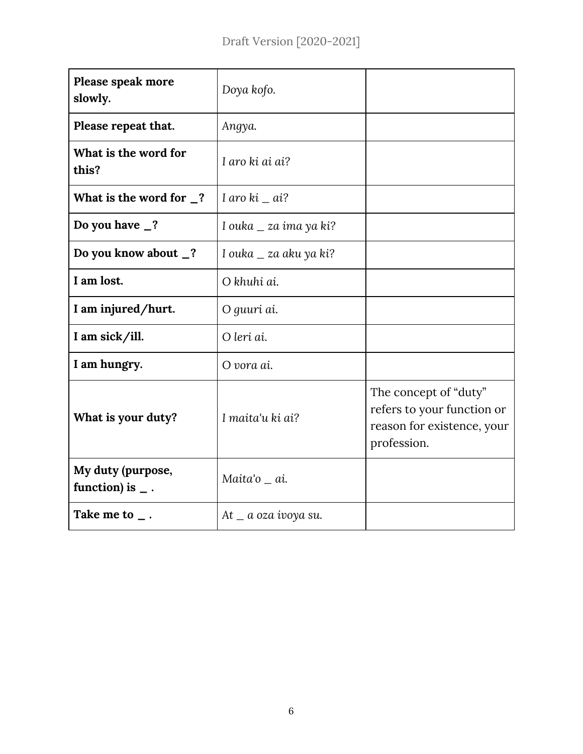| | | |
|---|---|---|
| **Please speak more slowly.** | *Doya kofo.* | |
| **Please repeat that.** | *Angya.* | |
| **What is the word for this?** | *I aro ki ai ai?* | |
| **What is the word for _?** | *I aro ki _ ai?* | |
| **Do you have _?** | *I ouka _ za ima ya ki?* | |
| **Do you know about _?** | *I ouka _ za aku ya ki?* | |
| **I am lost.** | *O khuhi ai.* | |
| **I am injured/hurt.** | *O guuri ai.* | |
| **I am sick/ill.** | *O leri ai.* | |
| **I am hungry.** | *O vora ai.* | |
| **What is your duty?** | *I maita'u ki ai?* | The concept of "duty" refers to your function or reason for existence, your profession. |
| **My duty (purpose, function) is _ .** | *Maita'o _ ai.* | |
| **Take me to _ .** | *At _ a oza ivoya su.* | |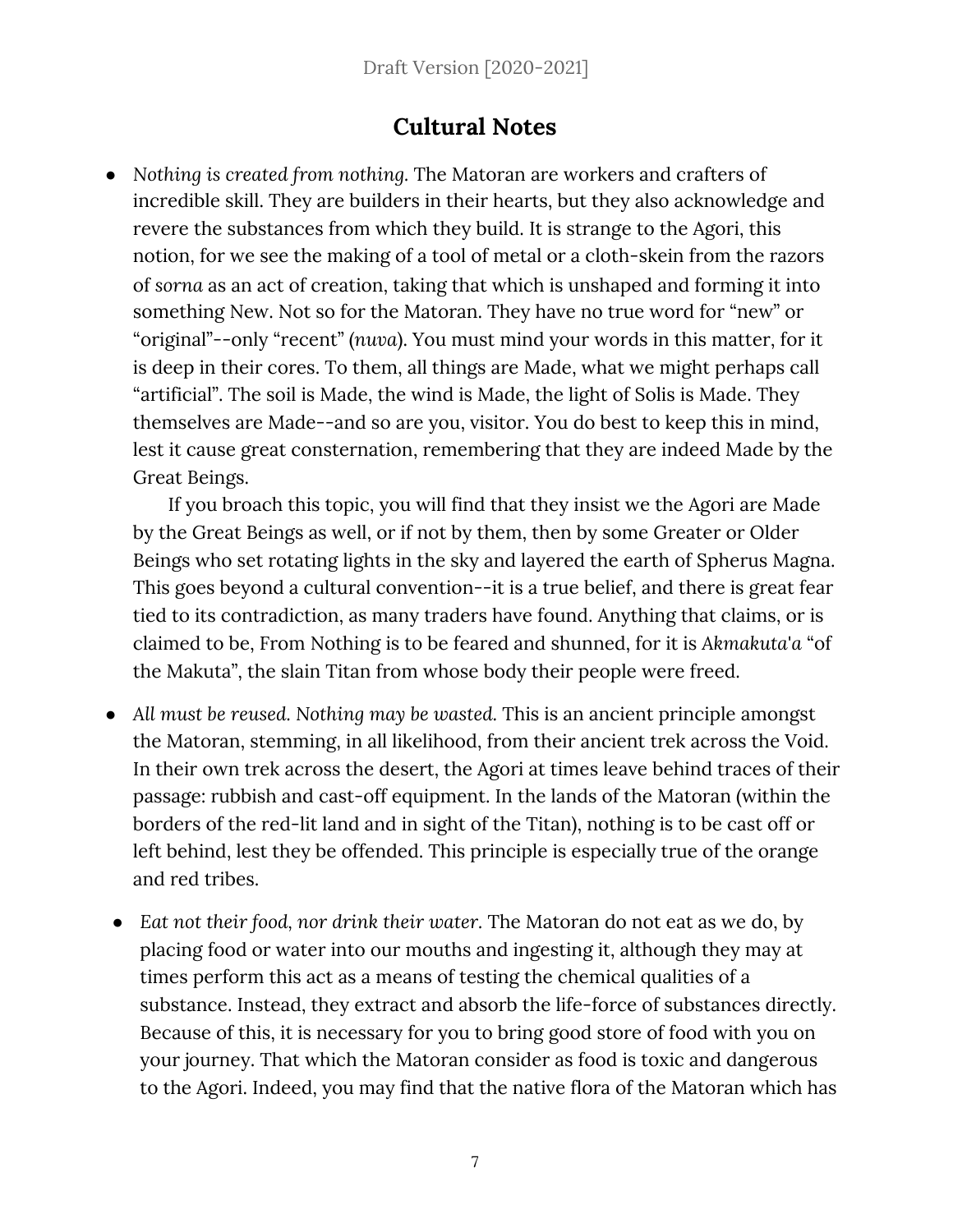## Cultural Notes

- *Nothing is created from nothing.* The Matoran are workers and crafters of incredible skill. They are builders in their hearts, but they also acknowledge and revere the substances from which they build. It is strange to the Agori, this notion, for we see the making of a tool of metal or a cloth-skein from the razors of *sorna* as an act of creation, taking that which is unshaped and forming it into something New. Not so for the Matoran. They have no true word for "new" or "original"--only "recent" (*nuva*). You must mind your words in this matter, for it is deep in their cores. To them, all things are Made, what we might perhaps call "artificial". The soil is Made, the wind is Made, the light of Solis is Made. They themselves are Made--and so are you, visitor. You do best to keep this in mind, lest it cause great consternation, remembering that they are indeed Made by the Great Beings.

  If you broach this topic, you will find that they insist we the Agori are Made by the Great Beings as well, or if not by them, then by some Greater or Older Beings who set rotating lights in the sky and layered the earth of Spherus Magna. This goes beyond a cultural convention--it is a true belief, and there is great fear tied to its contradiction, as many traders have found. Anything that claims, or is claimed to be, From Nothing is to be feared and shunned, for it is *Akmakuta'a* "of the Makuta", the slain Titan from whose body their people were freed.

- *All must be reused. Nothing may be wasted.* This is an ancient principle amongst the Matoran, stemming, in all likelihood, from their ancient trek across the Void. In their own trek across the desert, the Agori at times leave behind traces of their passage: rubbish and cast-off equipment. In the lands of the Matoran (within the borders of the red-lit land and in sight of the Titan), nothing is to be cast off or left behind, lest they be offended. This principle is especially true of the orange and red tribes.

- *Eat not their food, nor drink their water.* The Matoran do not eat as we do, by placing food or water into our mouths and ingesting it, although they may at times perform this act as a means of testing the chemical qualities of a substance. Instead, they extract and absorb the life-force of substances directly. Because of this, it is necessary for you to bring good store of food with you on your journey. That which the Matoran consider as food is toxic and dangerous to the Agori. Indeed, you may find that the native flora of the Matoran which has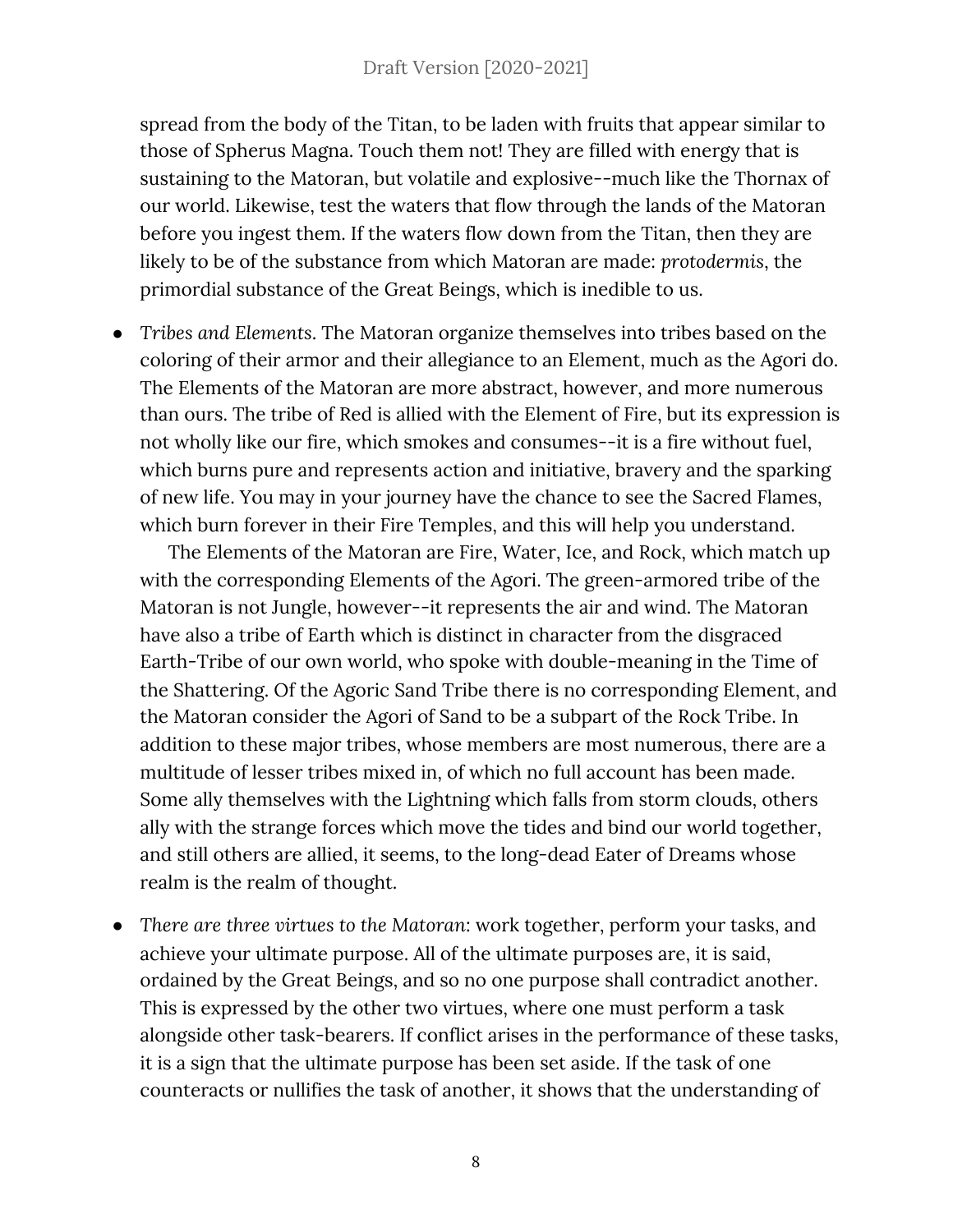spread from the body of the Titan, to be laden with fruits that appear similar to those of Spherus Magna. Touch them not! They are filled with energy that is sustaining to the Matoran, but volatile and explosive--much like the Thornax of our world. Likewise, test the waters that flow through the lands of the Matoran before you ingest them. If the waters flow down from the Titan, then they are likely to be of the substance from which Matoran are made: *protodermis*, the primordial substance of the Great Beings, which is inedible to us.

- *Tribes and Elements*. The Matoran organize themselves into tribes based on the coloring of their armor and their allegiance to an Element, much as the Agori do. The Elements of the Matoran are more abstract, however, and more numerous than ours. The tribe of Red is allied with the Element of Fire, but its expression is not wholly like our fire, which smokes and consumes--it is a fire without fuel, which burns pure and represents action and initiative, bravery and the sparking of new life. You may in your journey have the chance to see the Sacred Flames, which burn forever in their Fire Temples, and this will help you understand.

  The Elements of the Matoran are Fire, Water, Ice, and Rock, which match up with the corresponding Elements of the Agori. The green-armored tribe of the Matoran is not Jungle, however--it represents the air and wind. The Matoran have also a tribe of Earth which is distinct in character from the disgraced Earth-Tribe of our own world, who spoke with double-meaning in the Time of the Shattering. Of the Agoric Sand Tribe there is no corresponding Element, and the Matoran consider the Agori of Sand to be a subpart of the Rock Tribe. In addition to these major tribes, whose members are most numerous, there are a multitude of lesser tribes mixed in, of which no full account has been made. Some ally themselves with the Lightning which falls from storm clouds, others ally with the strange forces which move the tides and bind our world together, and still others are allied, it seems, to the long-dead Eater of Dreams whose realm is the realm of thought.

- *There are three virtues to the Matoran*: work together, perform your tasks, and achieve your ultimate purpose. All of the ultimate purposes are, it is said, ordained by the Great Beings, and so no one purpose shall contradict another. This is expressed by the other two virtues, where one must perform a task alongside other task-bearers. If conflict arises in the performance of these tasks, it is a sign that the ultimate purpose has been set aside. If the task of one counteracts or nullifies the task of another, it shows that the understanding of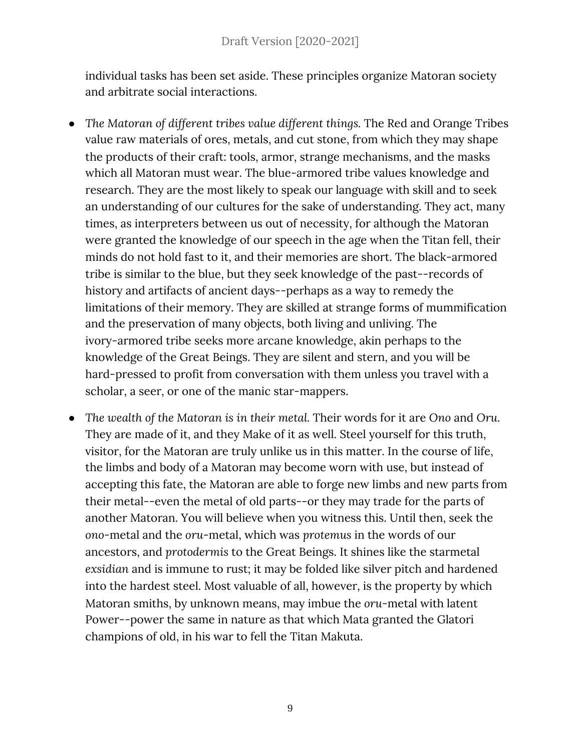individual tasks has been set aside. These principles organize Matoran society and arbitrate social interactions.

- *The Matoran of different tribes value different things.* The Red and Orange Tribes value raw materials of ores, metals, and cut stone, from which they may shape the products of their craft: tools, armor, strange mechanisms, and the masks which all Matoran must wear. The blue-armored tribe values knowledge and research. They are the most likely to speak our language with skill and to seek an understanding of our cultures for the sake of understanding. They act, many times, as interpreters between us out of necessity, for although the Matoran were granted the knowledge of our speech in the age when the Titan fell, their minds do not hold fast to it, and their memories are short. The black-armored tribe is similar to the blue, but they seek knowledge of the past--records of history and artifacts of ancient days--perhaps as a way to remedy the limitations of their memory. They are skilled at strange forms of mummification and the preservation of many objects, both living and unliving. The ivory-armored tribe seeks more arcane knowledge, akin perhaps to the knowledge of the Great Beings. They are silent and stern, and you will be hard-pressed to profit from conversation with them unless you travel with a scholar, a seer, or one of the manic star-mappers.
- *The wealth of the Matoran is in their metal.* Their words for it are *Ono* and *Oru*. They are made of it, and they Make of it as well. Steel yourself for this truth, visitor, for the Matoran are truly unlike us in this matter. In the course of life, the limbs and body of a Matoran may become worn with use, but instead of accepting this fate, the Matoran are able to forge new limbs and new parts from their metal--even the metal of old parts--or they may trade for the parts of another Matoran. You will believe when you witness this. Until then, seek the *ono*-metal and the *oru*-metal, which was *protemus* in the words of our ancestors, and *protodermis* to the Great Beings. It shines like the starmetal *exsidian* and is immune to rust; it may be folded like silver pitch and hardened into the hardest steel. Most valuable of all, however, is the property by which Matoran smiths, by unknown means, may imbue the *oru*-metal with latent Power--power the same in nature as that which Mata granted the Glatori champions of old, in his war to fell the Titan Makuta.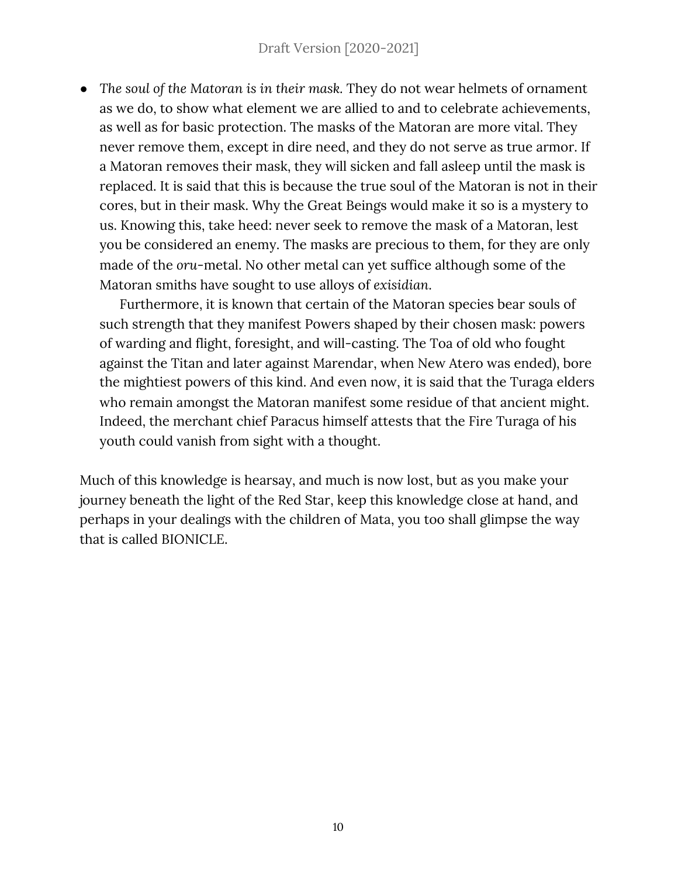- *The soul of the Matoran is in their mask.* They do not wear helmets of ornament as we do, to show what element we are allied to and to celebrate achievements, as well as for basic protection. The masks of the Matoran are more vital. They never remove them, except in dire need, and they do not serve as true armor. If a Matoran removes their mask, they will sicken and fall asleep until the mask is replaced. It is said that this is because the true soul of the Matoran is not in their cores, but in their mask. Why the Great Beings would make it so is a mystery to us. Knowing this, take heed: never seek to remove the mask of a Matoran, lest you be considered an enemy. The masks are precious to them, for they are only made of the *oru*-metal. No other metal can yet suffice although some of the Matoran smiths have sought to use alloys of *exisidian*.

  Furthermore, it is known that certain of the Matoran species bear souls of such strength that they manifest Powers shaped by their chosen mask: powers of warding and flight, foresight, and will-casting. The Toa of old who fought against the Titan and later against Marendar, when New Atero was ended), bore the mightiest powers of this kind. And even now, it is said that the Turaga elders who remain amongst the Matoran manifest some residue of that ancient might. Indeed, the merchant chief Paracus himself attests that the Fire Turaga of his youth could vanish from sight with a thought.

Much of this knowledge is hearsay, and much is now lost, but as you make your journey beneath the light of the Red Star, keep this knowledge close at hand, and perhaps in your dealings with the children of Mata, you too shall glimpse the way that is called BIONICLE.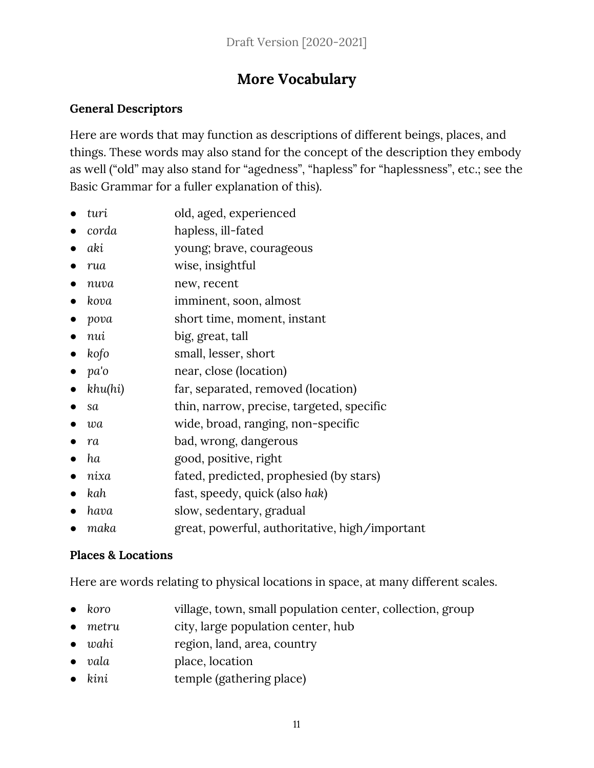# More Vocabulary

### General Descriptors

Here are words that may function as descriptions of different beings, places, and things. These words may also stand for the concept of the description they embody as well ("old" may also stand for "agedness", "hapless" for "haplessness", etc.; see the Basic Grammar for a fuller explanation of this).

- *turi* old, aged, experienced
- *corda* hapless, ill-fated
- *aki* young; brave, courageous
- *rua* wise, insightful
- *nuva* new, recent
- *kova* imminent, soon, almost
- *pova* short time, moment, instant
- *nui* big, great, tall
- *kofo* small, lesser, short
- *pa'o* near, close (location)
- *khu(hi)* far, separated, removed (location)
- *sa* thin, narrow, precise, targeted, specific
- *wa* wide, broad, ranging, non-specific
- *ra* bad, wrong, dangerous
- *ha* good, positive, right
- *nixa* fated, predicted, prophesied (by stars)
- *kah* fast, speedy, quick (also *hak*)
- *hava* slow, sedentary, gradual
- *maka* great, powerful, authoritative, high/important

### Places & Locations

Here are words relating to physical locations in space, at many different scales.

- *koro* village, town, small population center, collection, group
- *metru* city, large population center, hub
- *wahi* region, land, area, country
- *vala* place, location
- *kini* temple (gathering place)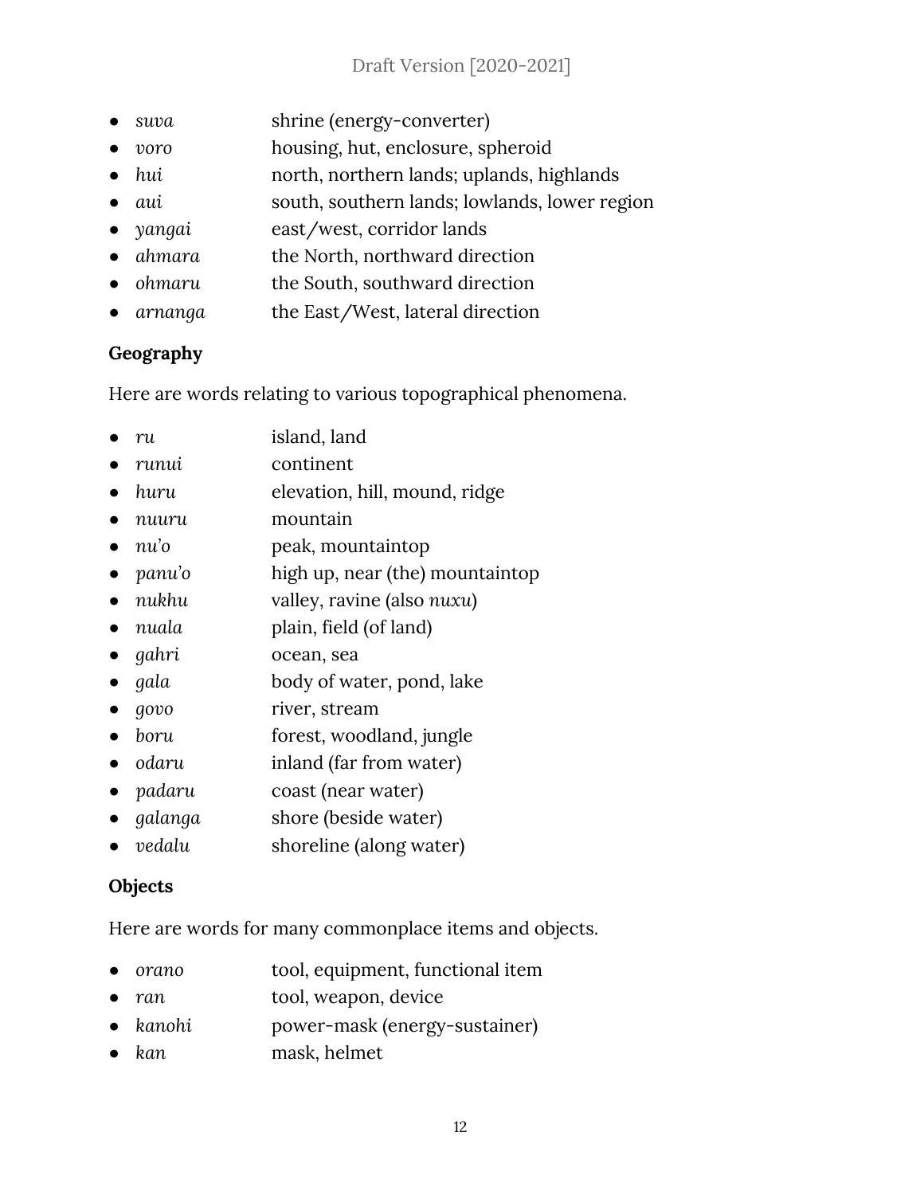- *suva* shrine (energy-converter)
- *voro* housing, hut, enclosure, spheroid
- *hui* north, northern lands; uplands, highlands
- *aui* south, southern lands; lowlands, lower region
- *yangai* east/west, corridor lands
- *ahmara* the North, northward direction
- *ohmaru* the South, southward direction
- *arnanga* the East/West, lateral direction

**Geography**

Here are words relating to various topographical phenomena.

- *ru* island, land
- *runui* continent
- *huru* elevation, hill, mound, ridge
- *nuuru* mountain
- *nu'o* peak, mountaintop
- *panu'o* high up, near (the) mountaintop
- *nukhu* valley, ravine (also *nuxu*)
- *nuala* plain, field (of land)
- *gahri* ocean, sea
- *gala* body of water, pond, lake
- *govo* river, stream
- *boru* forest, woodland, jungle
- *odaru* inland (far from water)
- *padaru* coast (near water)
- *galanga* shore (beside water)
- *vedalu* shoreline (along water)

**Objects**

Here are words for many commonplace items and objects.

- *orano* tool, equipment, functional item
- *ran* tool, weapon, device
- *kanohi* power-mask (energy-sustainer)
- *kan* mask, helmet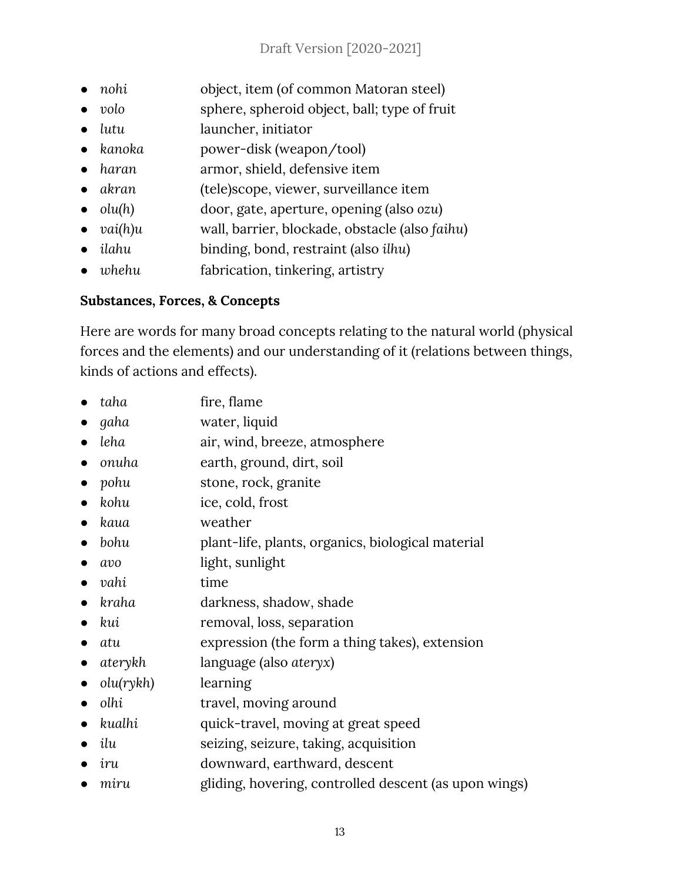- *nohi* object, item (of common Matoran steel)
- *volo* sphere, spheroid object, ball; type of fruit
- *lutu* launcher, initiator
- *kanoka* power-disk (weapon/tool)
- *haran* armor, shield, defensive item
- *akran* (tele)scope, viewer, surveillance item
- *olu(h)* door, gate, aperture, opening (also *ozu*)
- *vai(h)u* wall, barrier, blockade, obstacle (also *faihu*)
- *ilahu* binding, bond, restraint (also *ilhu*)
- *whehu* fabrication, tinkering, artistry

**Substances, Forces, & Concepts**

Here are words for many broad concepts relating to the natural world (physical forces and the elements) and our understanding of it (relations between things, kinds of actions and effects).

- *taha* fire, flame
- *gaha* water, liquid
- *leha* air, wind, breeze, atmosphere
- *onuha* earth, ground, dirt, soil
- *pohu* stone, rock, granite
- *kohu* ice, cold, frost
- *kaua* weather
- *bohu* plant-life, plants, organics, biological material
- *avo* light, sunlight
- *vahi* time
- *kraha* darkness, shadow, shade
- *kui* removal, loss, separation
- *atu* expression (the form a thing takes), extension
- *aterykh* language (also *ateryx*)
- *olu(rykh)* learning
- *olhi* travel, moving around
- *kualhi* quick-travel, moving at great speed
- *ilu* seizing, seizure, taking, acquisition
- *iru* downward, earthward, descent
- *miru* gliding, hovering, controlled descent (as upon wings)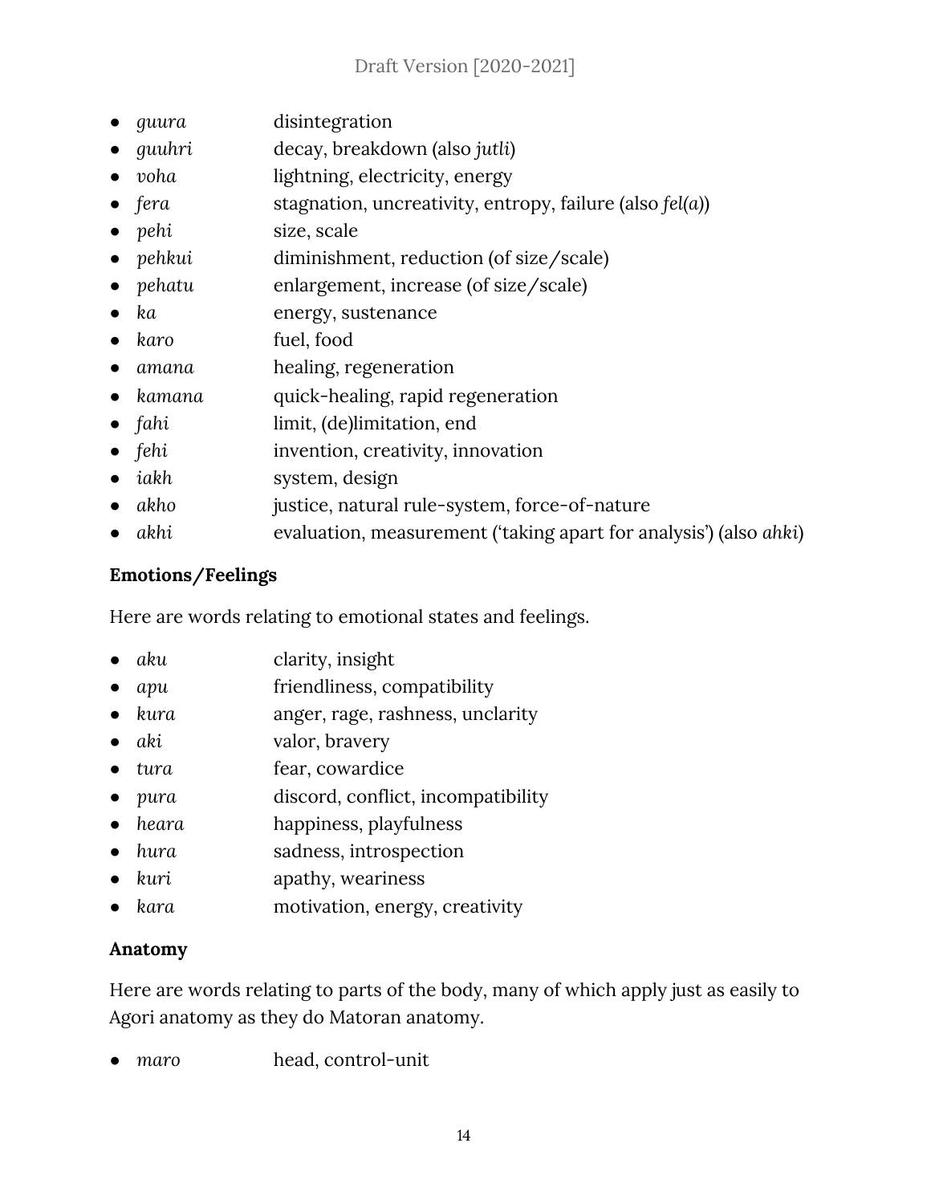- *guura* disintegration
- *guuhri* decay, breakdown (also *jutli*)
- *voha* lightning, electricity, energy
- *fera* stagnation, uncreativity, entropy, failure (also *fel(a)*)
- *pehi* size, scale
- *pehkui* diminishment, reduction (of size/scale)
- *pehatu* enlargement, increase (of size/scale)
- *ka* energy, sustenance
- *karo* fuel, food
- *amana* healing, regeneration
- *kamana* quick-healing, rapid regeneration
- *fahi* limit, (de)limitation, end
- *fehi* invention, creativity, innovation
- *iakh* system, design
- *akho* justice, natural rule-system, force-of-nature
- *akhi* evaluation, measurement ('taking apart for analysis') (also *ahki*)

**Emotions/Feelings**

Here are words relating to emotional states and feelings.

- *aku* clarity, insight
- *apu* friendliness, compatibility
- *kura* anger, rage, rashness, unclarity
- *aki* valor, bravery
- *tura* fear, cowardice
- *pura* discord, conflict, incompatibility
- *heara* happiness, playfulness
- *hura* sadness, introspection
- *kuri* apathy, weariness
- *kara* motivation, energy, creativity

**Anatomy**

Here are words relating to parts of the body, many of which apply just as easily to Agori anatomy as they do Matoran anatomy.

- *maro* head, control-unit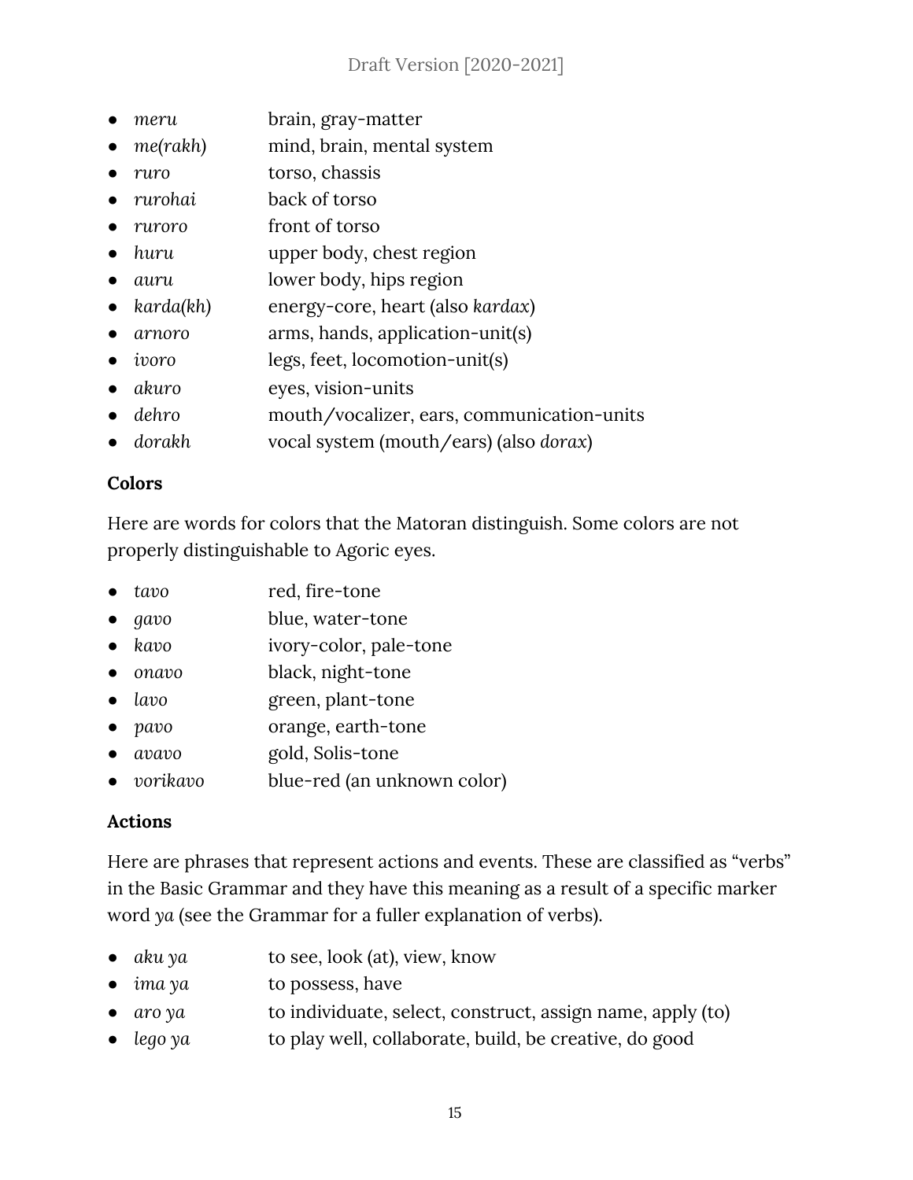- *meru* brain, gray-matter
- *me(rakh)* mind, brain, mental system
- *ruro* torso, chassis
- *rurohai* back of torso
- *ruroro* front of torso
- *huru* upper body, chest region
- *auru* lower body, hips region
- *karda(kh)* energy-core, heart (also *kardax*)
- *arnoro* arms, hands, application-unit(s)
- *ivoro* legs, feet, locomotion-unit(s)
- *akuro* eyes, vision-units
- *dehro* mouth/vocalizer, ears, communication-units
- *dorakh* vocal system (mouth/ears) (also *dorax*)

**Colors**

Here are words for colors that the Matoran distinguish. Some colors are not properly distinguishable to Agoric eyes.

- *tavo* red, fire-tone
- *gavo* blue, water-tone
- *kavo* ivory-color, pale-tone
- *onavo* black, night-tone
- *lavo* green, plant-tone
- *pavo* orange, earth-tone
- *avavo* gold, Solis-tone
- *vorikavo* blue-red (an unknown color)

**Actions**

Here are phrases that represent actions and events. These are classified as "verbs" in the Basic Grammar and they have this meaning as a result of a specific marker word *ya* (see the Grammar for a fuller explanation of verbs).

- *aku ya* to see, look (at), view, know
- *ima ya* to possess, have
- *aro ya* to individuate, select, construct, assign name, apply (to)
- *lego ya* to play well, collaborate, build, be creative, do good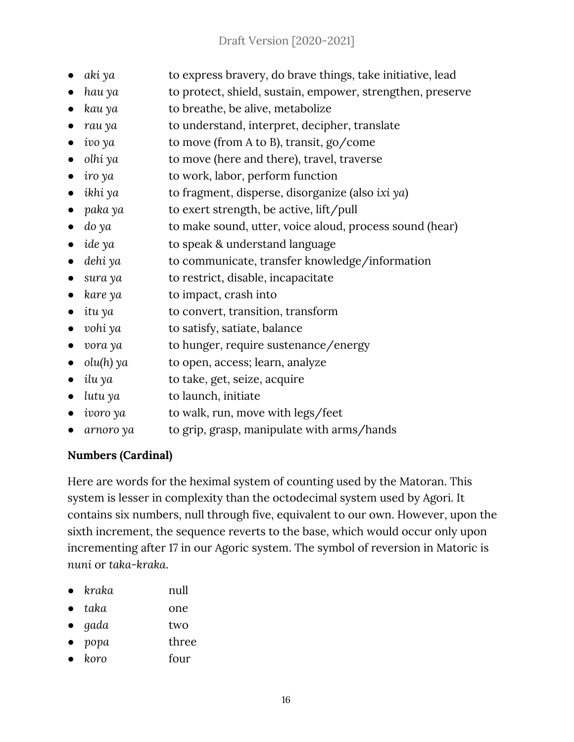- *aki ya* — to express bravery, do brave things, take initiative, lead
- *hau ya* — to protect, shield, sustain, empower, strengthen, preserve
- *kau ya* — to breathe, be alive, metabolize
- *rau ya* — to understand, interpret, decipher, translate
- *ivo ya* — to move (from A to B), transit, go/come
- *olhi ya* — to move (here and there), travel, traverse
- *iro ya* — to work, labor, perform function
- *ikhi ya* — to fragment, disperse, disorganize (also *ixi ya*)
- *paka ya* — to exert strength, be active, lift/pull
- *do ya* — to make sound, utter, voice aloud, process sound (hear)
- *ide ya* — to speak & understand language
- *dehi ya* — to communicate, transfer knowledge/information
- *sura ya* — to restrict, disable, incapacitate
- *kare ya* — to impact, crash into
- *itu ya* — to convert, transition, transform
- *vohi ya* — to satisfy, satiate, balance
- *vora ya* — to hunger, require sustenance/energy
- *olu(h) ya* — to open, access; learn, analyze
- *ilu ya* — to take, get, seize, acquire
- *lutu ya* — to launch, initiate
- *ivoro ya* — to walk, run, move with legs/feet
- *arnoro ya* — to grip, grasp, manipulate with arms/hands

**Numbers (Cardinal)**

Here are words for the heximal system of counting used by the Matoran. This system is lesser in complexity than the octodecimal system used by Agori. It contains six numbers, null through five, equivalent to our own. However, upon the sixth increment, the sequence reverts to the base, which would occur only upon incrementing after 17 in our Agoric system. The symbol of reversion in Matoric is *nuni* or *taka-kraka*.

- *kraka* — null
- *taka* — one
- *gada* — two
- *popa* — three
- *koro* — four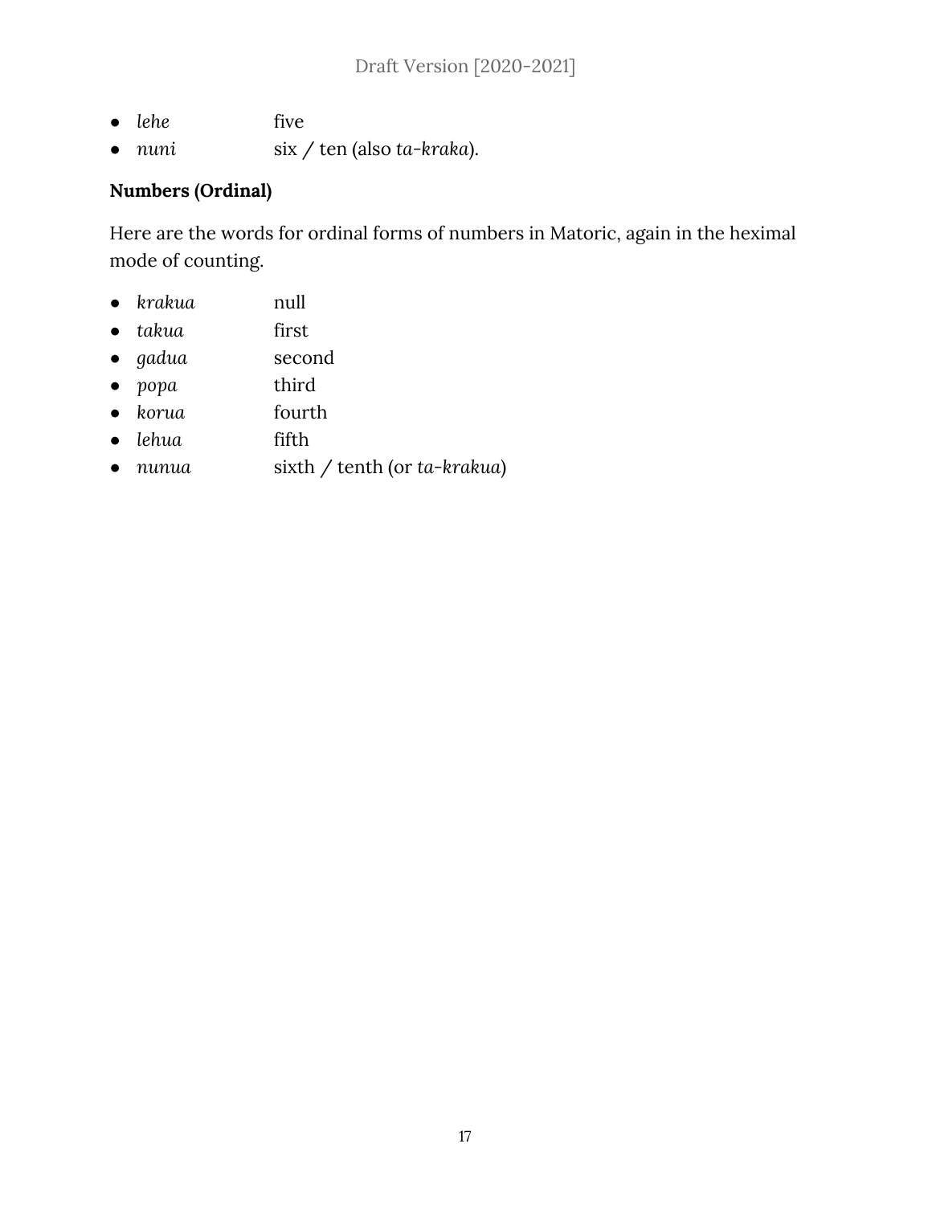- *lehe* five
- *nuni* six / ten (also *ta-kraka*).

**Numbers (Ordinal)**

Here are the words for ordinal forms of numbers in Matoric, again in the heximal mode of counting.

- *krakua* null
- *takua* first
- *gadua* second
- *popa* third
- *korua* fourth
- *lehua* fifth
- *nunua* sixth / tenth (or *ta-krakua*)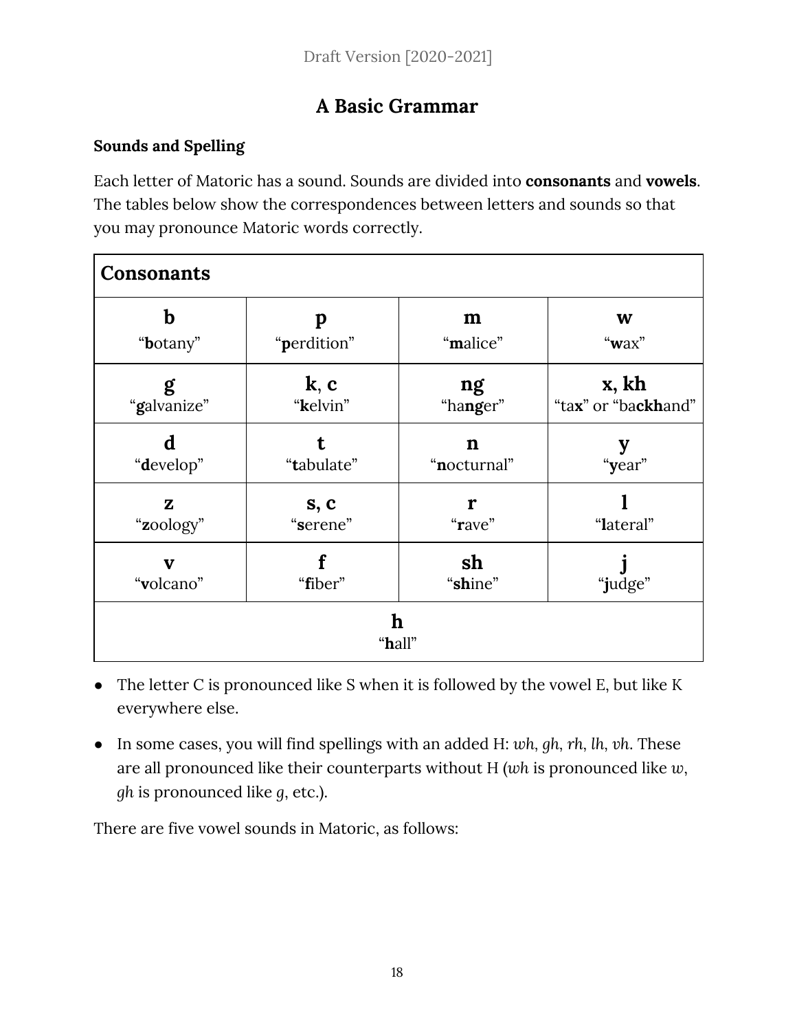# A Basic Grammar

### Sounds and Spelling

Each letter of Matoric has a sound. Sounds are divided into **consonants** and **vowels**. The tables below show the correspondences between letters and sounds so that you may pronounce Matoric words correctly.

| **Consonants** | | | |
|---|---|---|---|
| **b**<br>"**b**otany" | **p**<br>"**p**erdition" | **m**<br>"**m**alice" | **w**<br>"**w**ax" |
| **g**<br>"**g**alvanize" | **k**, **c**<br>"**k**elvin" | **ng**<br>"ha**ng**er" | **x, kh**<br>"ta**x**" or "ba**ckh**and" |
| **d**<br>"**d**evelop" | **t**<br>"**t**abulate" | **n**<br>"**n**octurnal" | **y**<br>"**y**ear" |
| **z**<br>"**z**oology" | **s, c**<br>"**s**erene" | **r**<br>"**r**ave" | **l**<br>"**l**ateral" |
| **v**<br>"**v**olcano" | **f**<br>"**f**iber" | **sh**<br>"**sh**ine" | **j**<br>"**j**udge" |
| **h**<br>"**h**all" | | | |

- The letter C is pronounced like S when it is followed by the vowel E, but like K everywhere else.
- In some cases, you will find spellings with an added H: *wh*, *gh*, *rh*, *lh*, *vh*. These are all pronounced like their counterparts without H (*wh* is pronounced like *w*, *gh* is pronounced like *g*, etc.).

There are five vowel sounds in Matoric, as follows: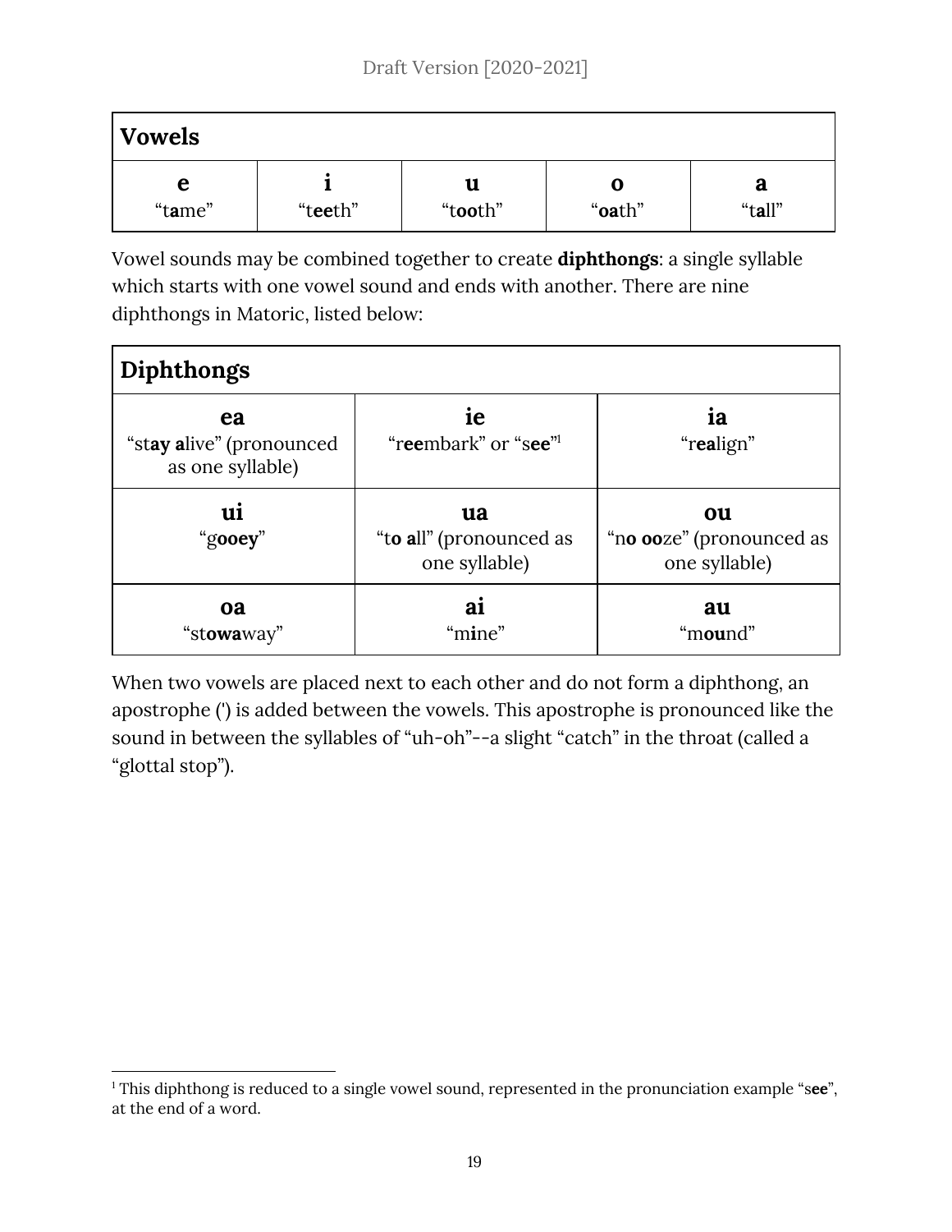| Vowels | | | | |
|---|---|---|---|---|
| **e**<br>"t**a**me" | **i**<br>"t**ee**th" | **u**<br>"t**oo**th" | **o**<br>"**oa**th" | **a**<br>"t**a**ll" |

Vowel sounds may be combined together to create **diphthongs**: a single syllable which starts with one vowel sound and ends with another. There are nine diphthongs in Matoric, listed below:

| Diphthongs | | |
|---|---|---|
| **ea**<br>"st**ay a**live" (pronounced as one syllable) | **ie**<br>"r**ee**mbark" or "s**ee**"[1] | **ia**<br>"r**ea**lign" |
| **ui**<br>"g**ooey**" | **ua**<br>"t**o a**ll" (pronounced as one syllable) | **ou**<br>"n**o oo**ze" (pronounced as one syllable) |
| **oa**<br>"st**owa**way" | **ai**<br>"m**i**ne" | **au**<br>"m**ou**nd" |

When two vowels are placed next to each other and do not form a diphthong, an apostrophe (') is added between the vowels. This apostrophe is pronounced like the sound in between the syllables of "uh-oh"--a slight "catch" in the throat (called a "glottal stop").

[1] This diphthong is reduced to a single vowel sound, represented in the pronunciation example "s**ee**", at the end of a word.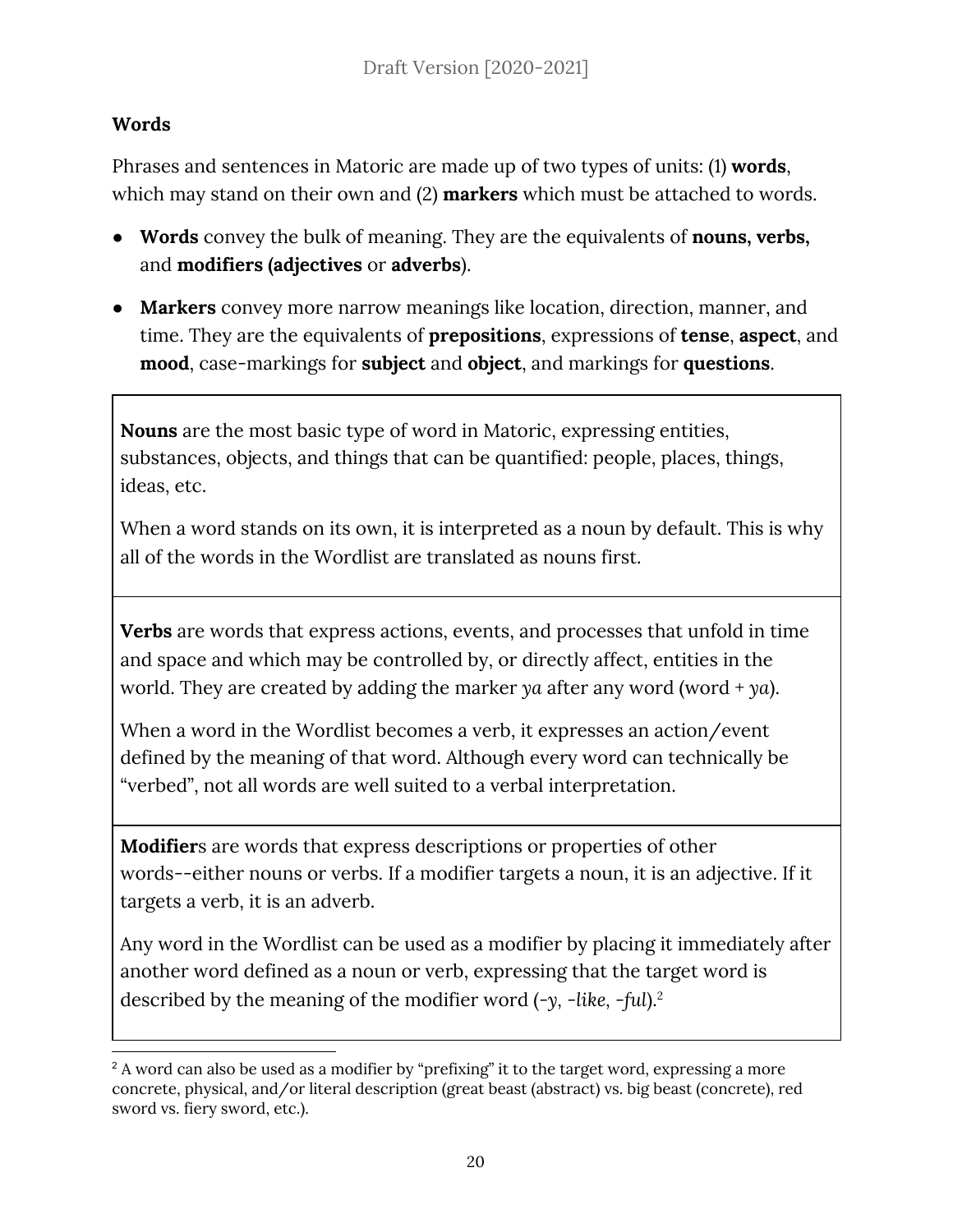### Words

Phrases and sentences in Matoric are made up of two types of units: (1) **words**, which may stand on their own and (2) **markers** which must be attached to words.

- **Words** convey the bulk of meaning. They are the equivalents of **nouns, verbs,** and **modifiers (adjectives** or **adverbs**).
- **Markers** convey more narrow meanings like location, direction, manner, and time. They are the equivalents of **prepositions**, expressions of **tense**, **aspect**, and **mood**, case-markings for **subject** and **object**, and markings for **questions**.

**Nouns** are the most basic type of word in Matoric, expressing entities, substances, objects, and things that can be quantified: people, places, things, ideas, etc.

When a word stands on its own, it is interpreted as a noun by default. This is why all of the words in the Wordlist are translated as nouns first.

**Verbs** are words that express actions, events, and processes that unfold in time and space and which may be controlled by, or directly affect, entities in the world. They are created by adding the marker *ya* after any word (word + *ya*).

When a word in the Wordlist becomes a verb, it expresses an action/event defined by the meaning of that word. Although every word can technically be "verbed", not all words are well suited to a verbal interpretation.

**Modifier**s are words that express descriptions or properties of other words--either nouns or verbs. If a modifier targets a noun, it is an adjective. If it targets a verb, it is an adverb.

Any word in the Wordlist can be used as a modifier by placing it immediately after another word defined as a noun or verb, expressing that the target word is described by the meaning of the modifier word (*-y, -like, -ful*).[2]

[2] A word can also be used as a modifier by "prefixing" it to the target word, expressing a more concrete, physical, and/or literal description (great beast (abstract) vs. big beast (concrete), red sword vs. fiery sword, etc.).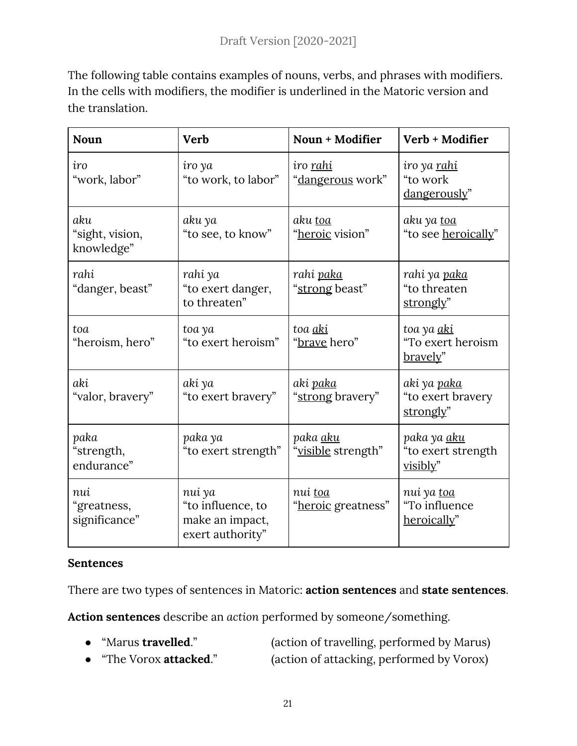The following table contains examples of nouns, verbs, and phrases with modifiers. In the cells with modifiers, the modifier is underlined in the Matoric version and the translation.

| Noun | Verb | Noun + Modifier | Verb + Modifier |
|---|---|---|---|
| *iro*<br>"work, labor" | *iro ya*<br>"to work, to labor" | *iro <u>rahi</u>*<br>"<u>dangerous</u> work" | *iro ya <u>rahi</u>*<br>"to work <u>dangerously</u>" |
| *aku*<br>"sight, vision, knowledge" | *aku ya*<br>"to see, to know" | *aku <u>toa</u>*<br>"<u>heroic</u> vision" | *aku ya <u>toa</u>*<br>"to see <u>heroically</u>" |
| *rahi*<br>"danger, beast" | *rahi ya*<br>"to exert danger, to threaten" | *rahi <u>paka</u>*<br>"<u>strong</u> beast" | *rahi ya <u>paka</u>*<br>"to threaten <u>strongly</u>" |
| *toa*<br>"heroism, hero" | *toa ya*<br>"to exert heroism" | *toa <u>aki</u>*<br>"<u>brave</u> hero" | *toa ya <u>aki</u>*<br>"To exert heroism <u>bravely</u>" |
| *aki*<br>"valor, bravery" | *aki ya*<br>"to exert bravery" | *aki <u>paka</u>*<br>"<u>strong</u> bravery" | *aki ya <u>paka</u>*<br>"to exert bravery <u>strongly</u>" |
| *paka*<br>"strength, endurance" | *paka ya*<br>"to exert strength" | *paka <u>aku</u>*<br>"<u>visible</u> strength" | *paka ya <u>aku</u>*<br>"to exert strength <u>visibly</u>" |
| *nui*<br>"greatness, significance" | *nui ya*<br>"to influence, to make an impact, exert authority" | *nui <u>toa</u>*<br>"<u>heroic</u> greatness" | *nui ya <u>toa</u>*<br>"To influence <u>heroically</u>" |

**Sentences**

There are two types of sentences in Matoric: **action sentences** and **state sentences**.

**Action sentences** describe an *action* performed by someone/something.

- "Marus **travelled**." (action of travelling, performed by Marus)
- "The Vorox **attacked**." (action of attacking, performed by Vorox)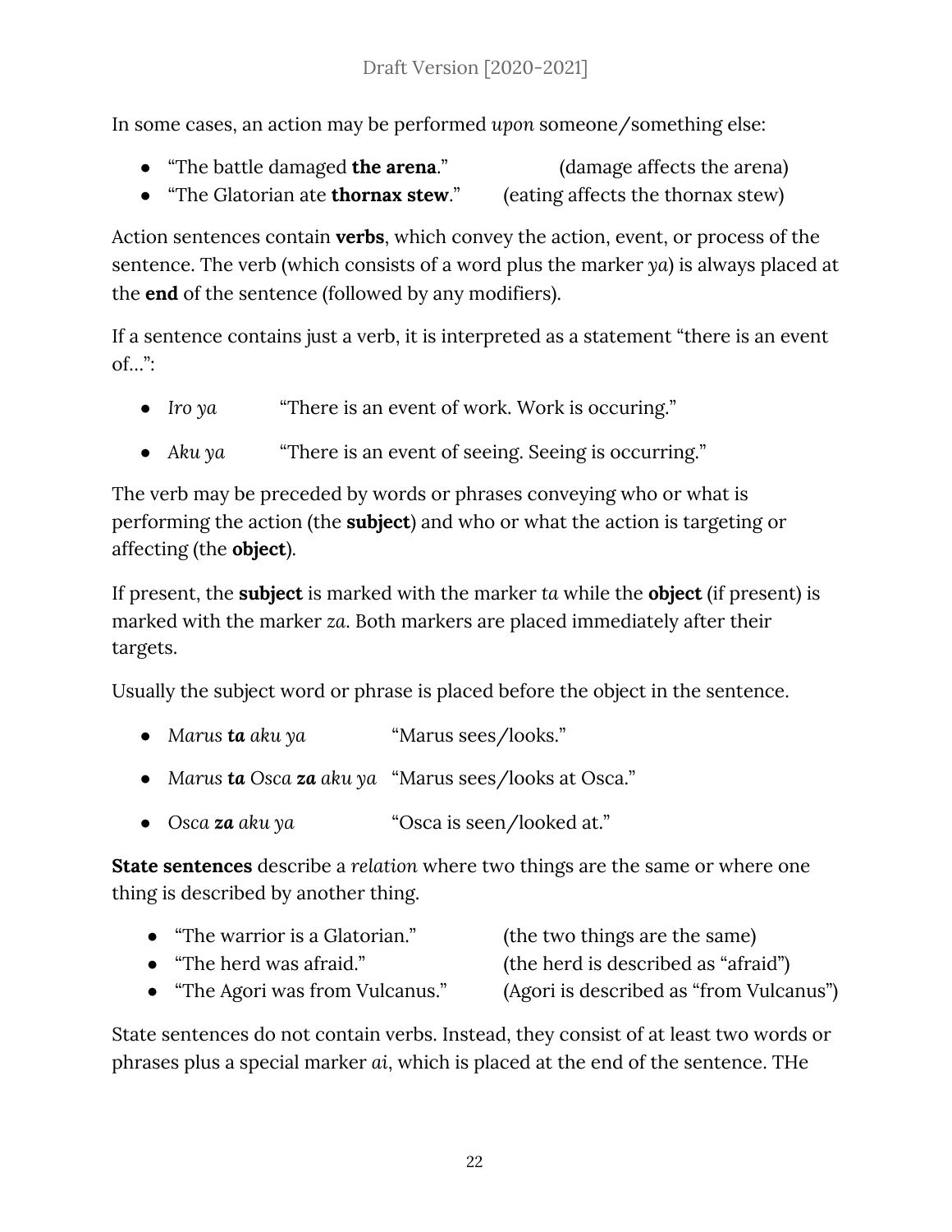In some cases, an action may be performed *upon* someone/something else:

- "The battle damaged **the arena**." (damage affects the arena)
- "The Glatorian ate **thornax stew**." (eating affects the thornax stew)

Action sentences contain **verbs**, which convey the action, event, or process of the sentence. The verb (which consists of a word plus the marker *ya*) is always placed at the **end** of the sentence (followed by any modifiers).

If a sentence contains just a verb, it is interpreted as a statement "there is an event of…":

- *Iro ya* "There is an event of work. Work is occuring."
- *Aku ya* "There is an event of seeing. Seeing is occurring."

The verb may be preceded by words or phrases conveying who or what is performing the action (the **subject**) and who or what the action is targeting or affecting (the **object**).

If present, the **subject** is marked with the marker *ta* while the **object** (if present) is marked with the marker *za*. Both markers are placed immediately after their targets.

Usually the subject word or phrase is placed before the object in the sentence.

- *Marus **ta** aku ya* "Marus sees/looks."
- *Marus **ta** Osca **za** aku ya* "Marus sees/looks at Osca."
- *Osca **za** aku ya* "Osca is seen/looked at."

**State sentences** describe a *relation* where two things are the same or where one thing is described by another thing.

- "The warrior is a Glatorian." (the two things are the same)
- "The herd was afraid." (the herd is described as "afraid")
- "The Agori was from Vulcanus." (Agori is described as "from Vulcanus")

State sentences do not contain verbs. Instead, they consist of at least two words or phrases plus a special marker *ai*, which is placed at the end of the sentence. THe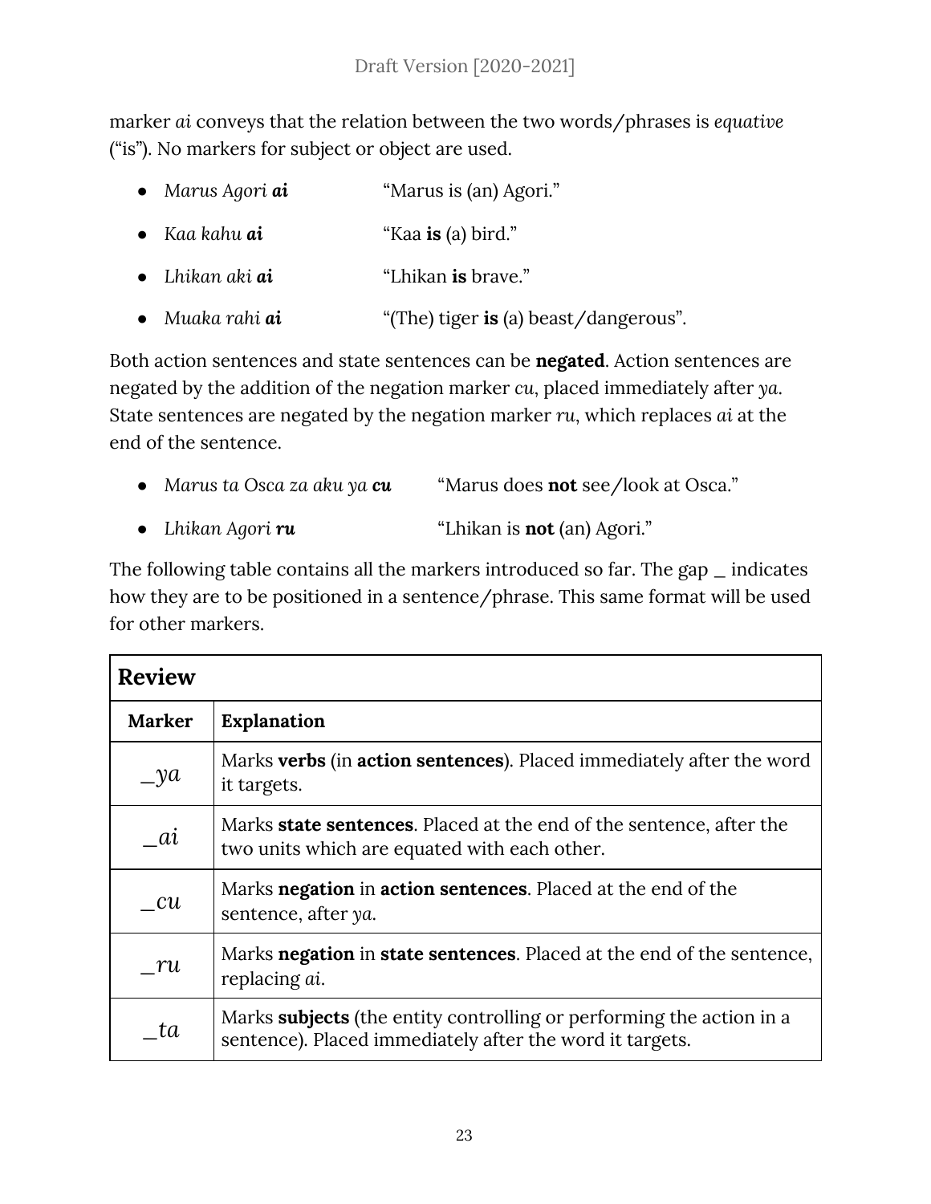marker *ai* conveys that the relation between the two words/phrases is *equative* ("is"). No markers for subject or object are used.

- *Marus Agori **ai*** — "Marus is (an) Agori."
- *Kaa kahu **ai*** — "Kaa **is** (a) bird."
- *Lhikan aki **ai*** — "Lhikan **is** brave."
- *Muaka rahi **ai*** — "(The) tiger **is** (a) beast/dangerous".

Both action sentences and state sentences can be **negated**. Action sentences are negated by the addition of the negation marker *cu*, placed immediately after *ya*. State sentences are negated by the negation marker *ru*, which replaces *ai* at the end of the sentence.

- *Marus ta Osca za aku ya **cu*** — "Marus does **not** see/look at Osca."
- *Lhikan Agori **ru*** — "Lhikan is **not** (an) Agori."

The following table contains all the markers introduced so far. The gap _ indicates how they are to be positioned in a sentence/phrase. This same format will be used for other markers.

| **Review** | |
|---|---|
| **Marker** | **Explanation** |
| *_ya* | Marks **verbs** (in **action sentences**). Placed immediately after the word it targets. |
| *_ai* | Marks **state sentences**. Placed at the end of the sentence, after the two units which are equated with each other. |
| *_cu* | Marks **negation** in **action sentences**. Placed at the end of the sentence, after *ya*. |
| *_ru* | Marks **negation** in **state sentences**. Placed at the end of the sentence, replacing *ai*. |
| *_ta* | Marks **subjects** (the entity controlling or performing the action in a sentence). Placed immediately after the word it targets. |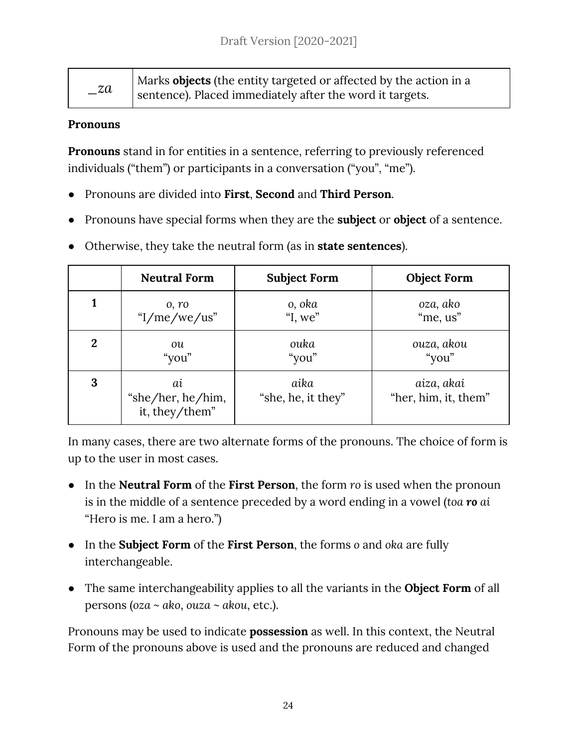| _za | Marks **objects** (the entity targeted or affected by the action in a sentence). Placed immediately after the word it targets. |
|---|---|

**Pronouns**

**Pronouns** stand in for entities in a sentence, referring to previously referenced individuals ("them") or participants in a conversation ("you", "me").

- Pronouns are divided into **First**, **Second** and **Third Person**.
- Pronouns have special forms when they are the **subject** or **object** of a sentence.
- Otherwise, they take the neutral form (as in **state sentences**).

| | Neutral Form | Subject Form | Object Form |
|---|---|---|---|
| **1** | *o*, *ro* "I/me/we/us" | *o*, *oka* "I, we" | *oza*, *ako* "me, us" |
| **2** | *ou* "you" | *ouka* "you" | *ouza*, *akou* "you" |
| **3** | *ai* "she/her, he/him, it, they/them" | *aika* "she, he, it they" | *aiza*, *akai* "her, him, it, them" |

In many cases, there are two alternate forms of the pronouns. The choice of form is up to the user in most cases.

- In the **Neutral Form** of the **First Person**, the form *ro* is used when the pronoun is in the middle of a sentence preceded by a word ending in a vowel (*toa* ***ro*** *ai* "Hero is me. I am a hero.")
- In the **Subject Form** of the **First Person**, the forms *o* and *oka* are fully interchangeable.
- The same interchangeability applies to all the variants in the **Object Form** of all persons (*oza ~ ako*, *ouza ~ akou*, etc.).

Pronouns may be used to indicate **possession** as well. In this context, the Neutral Form of the pronouns above is used and the pronouns are reduced and changed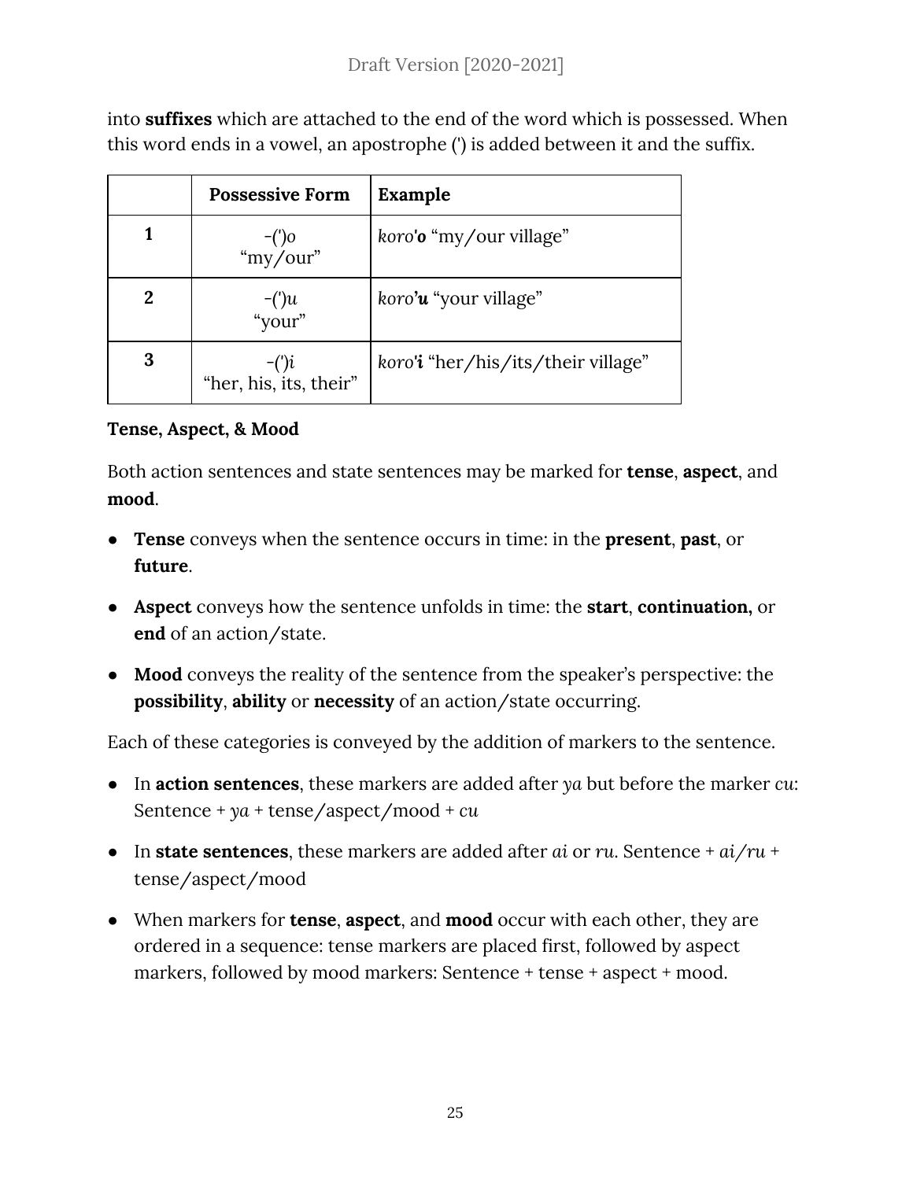into **suffixes** which are attached to the end of the word which is possessed. When this word ends in a vowel, an apostrophe (') is added between it and the suffix.

| | Possessive Form | Example |
|---|---|---|
| **1** | -(')*o* "my/our" | *koro'**o*** "my/our village" |
| **2** | -(')*u* "your" | *koro'**u*** "your village" |
| **3** | -(')*i* "her, his, its, their" | *koro'**i*** "her/his/its/their village" |

**Tense, Aspect, & Mood**

Both action sentences and state sentences may be marked for **tense**, **aspect**, and **mood**.

- **Tense** conveys when the sentence occurs in time: in the **present**, **past**, or **future**.
- **Aspect** conveys how the sentence unfolds in time: the **start**, **continuation,** or **end** of an action/state.
- **Mood** conveys the reality of the sentence from the speaker's perspective: the **possibility**, **ability** or **necessity** of an action/state occurring.

Each of these categories is conveyed by the addition of markers to the sentence.

- In **action sentences**, these markers are added after *ya* but before the marker *cu*: Sentence + *ya* + tense/aspect/mood + *cu*
- In **state sentences**, these markers are added after *ai* or *ru*. Sentence + *ai/ru* + tense/aspect/mood
- When markers for **tense**, **aspect**, and **mood** occur with each other, they are ordered in a sequence: tense markers are placed first, followed by aspect markers, followed by mood markers: Sentence + tense + aspect + mood.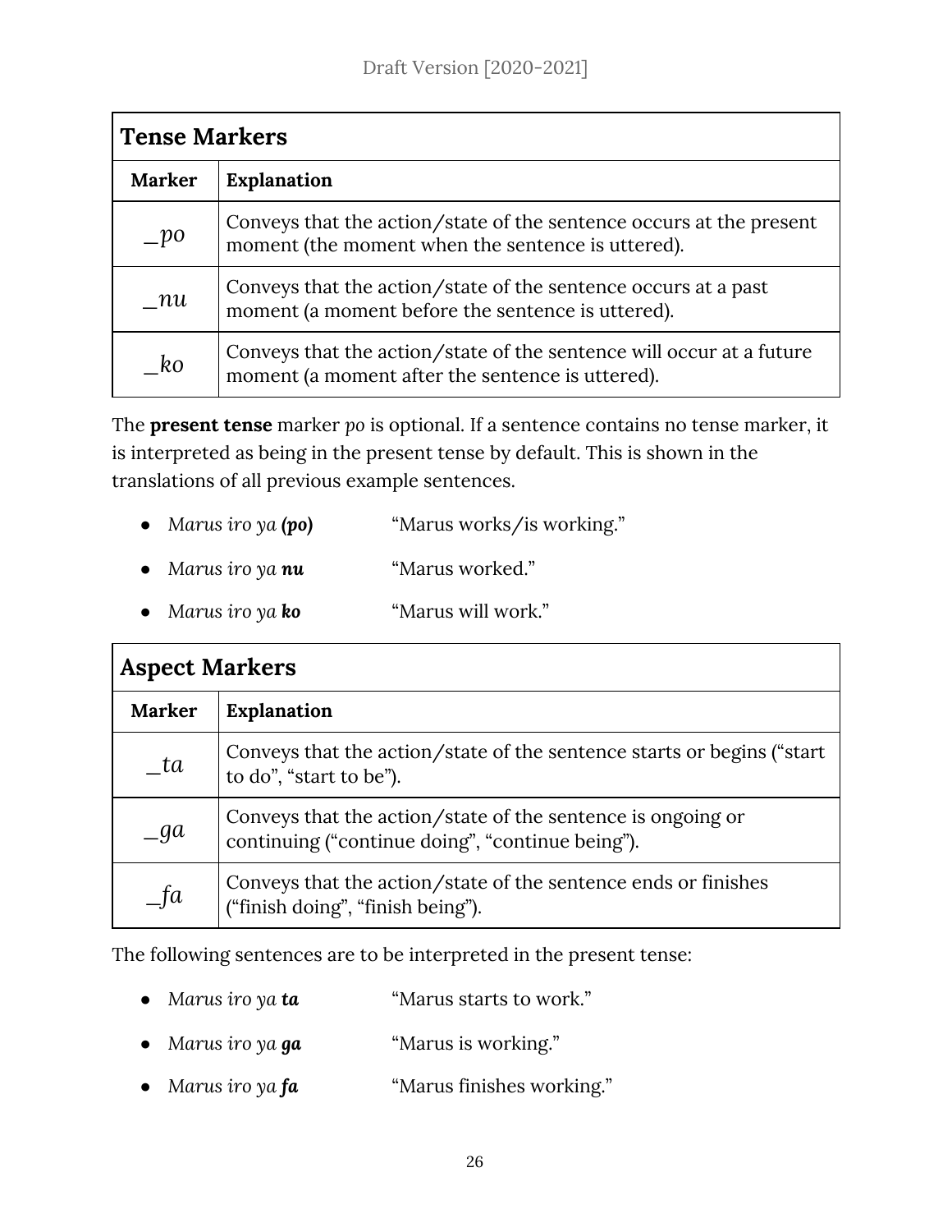| Tense Markers | |
|---|---|
| **Marker** | **Explanation** |
| *_po* | Conveys that the action/state of the sentence occurs at the present moment (the moment when the sentence is uttered). |
| *_nu* | Conveys that the action/state of the sentence occurs at a past moment (a moment before the sentence is uttered). |
| *_ko* | Conveys that the action/state of the sentence will occur at a future moment (a moment after the sentence is uttered). |

The **present tense** marker *po* is optional. If a sentence contains no tense marker, it is interpreted as being in the present tense by default. This is shown in the translations of all previous example sentences.

- *Marus iro ya* ***(po)*** "Marus works/is working."
- *Marus iro ya* ***nu*** "Marus worked."
- *Marus iro ya* ***ko*** "Marus will work."

| Aspect Markers | |
|---|---|
| **Marker** | **Explanation** |
| *_ta* | Conveys that the action/state of the sentence starts or begins ("start to do", "start to be"). |
| *_ga* | Conveys that the action/state of the sentence is ongoing or continuing ("continue doing", "continue being"). |
| *_fa* | Conveys that the action/state of the sentence ends or finishes ("finish doing", "finish being"). |

The following sentences are to be interpreted in the present tense:

- *Marus iro ya* ***ta*** "Marus starts to work."
- *Marus iro ya* ***ga*** "Marus is working."
- *Marus iro ya* ***fa*** "Marus finishes working."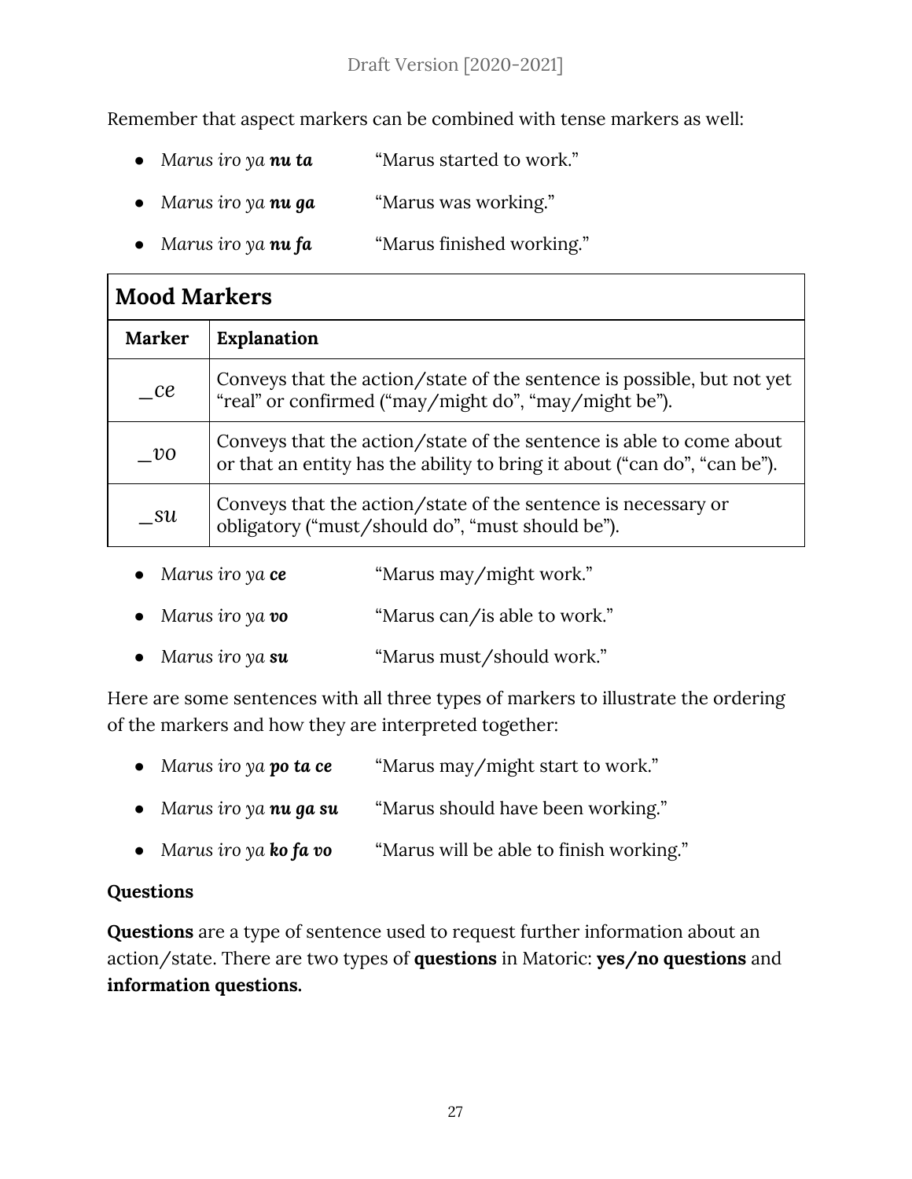Remember that aspect markers can be combined with tense markers as well:

- *Marus iro ya **nu ta*** “Marus started to work.”
- *Marus iro ya **nu ga*** “Marus was working.”
- *Marus iro ya **nu fa*** “Marus finished working.”

| **Mood Markers** | |
|---|---|
| **Marker** | **Explanation** |
| *_ce* | Conveys that the action/state of the sentence is possible, but not yet “real” or confirmed (“may/might do”, “may/might be”). |
| *_vo* | Conveys that the action/state of the sentence is able to come about or that an entity has the ability to bring it about (“can do”, “can be”). |
| *_su* | Conveys that the action/state of the sentence is necessary or obligatory (“must/should do”, “must should be”). |

- *Marus iro ya **ce*** “Marus may/might work.”
- *Marus iro ya **vo*** “Marus can/is able to work.”
- *Marus iro ya **su*** “Marus must/should work.”

Here are some sentences with all three types of markers to illustrate the ordering of the markers and how they are interpreted together:

- *Marus iro ya **po ta ce*** “Marus may/might start to work.”
- *Marus iro ya **nu ga su*** “Marus should have been working.”
- *Marus iro ya **ko fa vo*** “Marus will be able to finish working.”

**Questions**

**Questions** are a type of sentence used to request further information about an action/state. There are two types of **questions** in Matoric: **yes/no questions** and **information questions.**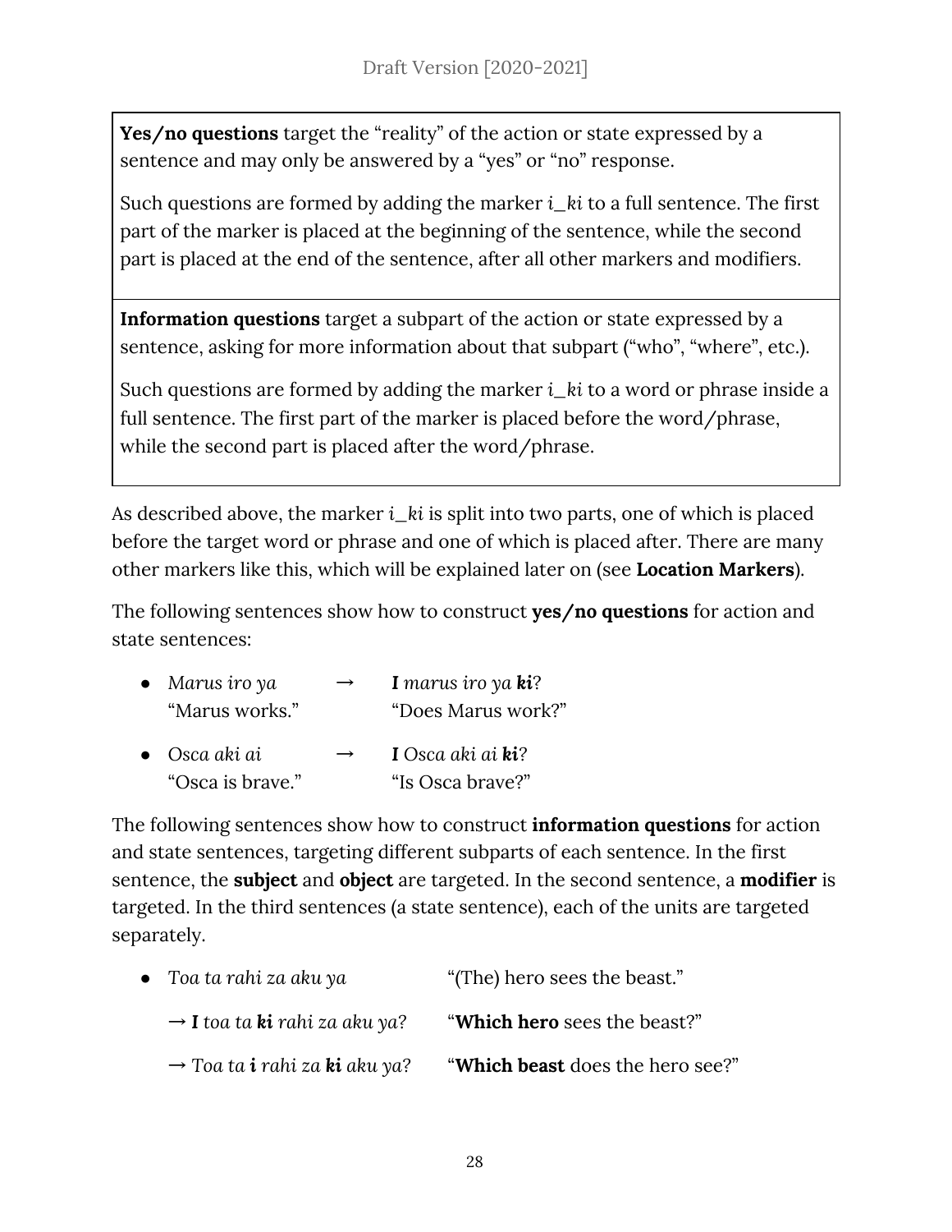**Yes/no questions** target the "reality" of the action or state expressed by a sentence and may only be answered by a "yes" or "no" response.

Such questions are formed by adding the marker *i_ki* to a full sentence. The first part of the marker is placed at the beginning of the sentence, while the second part is placed at the end of the sentence, after all other markers and modifiers.

**Information questions** target a subpart of the action or state expressed by a sentence, asking for more information about that subpart ("who", "where", etc.).

Such questions are formed by adding the marker *i_ki* to a word or phrase inside a full sentence. The first part of the marker is placed before the word/phrase, while the second part is placed after the word/phrase.

As described above, the marker *i_ki* is split into two parts, one of which is placed before the target word or phrase and one of which is placed after. There are many other markers like this, which will be explained later on (see **Location Markers**).

The following sentences show how to construct **yes/no questions** for action and state sentences:

- *Marus iro ya* → ***I*** *marus iro ya* ***ki****?*
  "Marus works." "Does Marus work?"
- *Osca aki ai* → ***I*** *Osca aki ai* ***ki****?*
  "Osca is brave." "Is Osca brave?"

The following sentences show how to construct **information questions** for action and state sentences, targeting different subparts of each sentence. In the first sentence, the **subject** and **object** are targeted. In the second sentence, a **modifier** is targeted. In the third sentences (a state sentence), each of the units are targeted separately.

- *Toa ta rahi za aku ya* "(The) hero sees the beast."

  → ***I*** *toa ta* ***ki*** *rahi za aku ya?* "**Which hero** sees the beast?"

  → *Toa ta* ***i*** *rahi za* ***ki*** *aku ya?* "**Which beast** does the hero see?"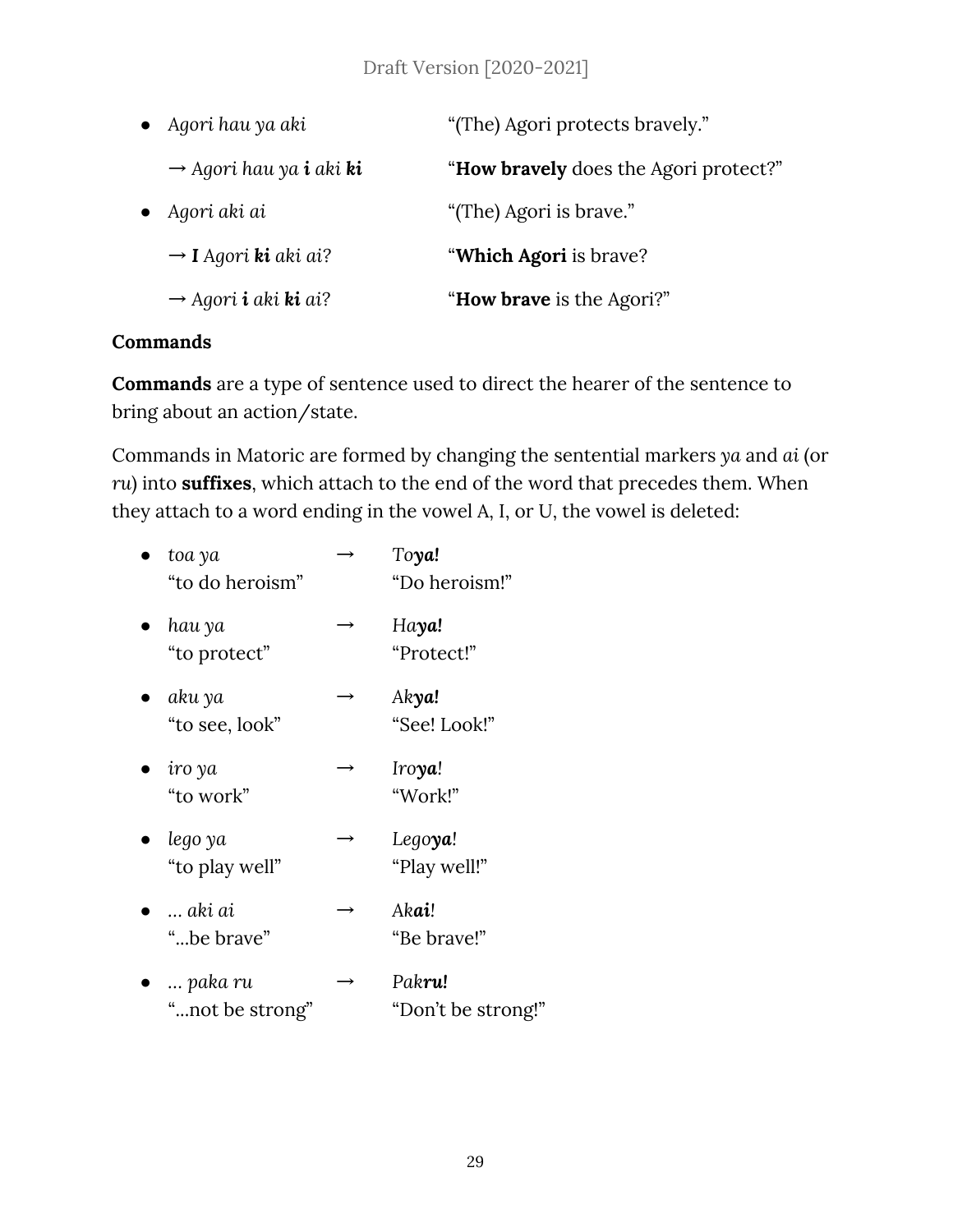- *Agori hau ya aki* — "(The) Agori protects bravely."

  → *Agori hau ya* ***i*** *aki* ***ki*** — "**How bravely** does the Agori protect?"

- *Agori aki ai* — "(The) Agori is brave."

  → **I** *Agori* ***ki*** *aki ai?* — "**Which Agori** is brave?

  → *Agori* ***i*** *aki* ***ki*** *ai?* — "**How brave** is the Agori?"

**Commands**

**Commands** are a type of sentence used to direct the hearer of the sentence to bring about an action/state.

Commands in Matoric are formed by changing the sentential markers *ya* and *ai* (or *ru*) into **suffixes**, which attach to the end of the word that precedes them. When they attach to a word ending in the vowel A, I, or U, the vowel is deleted:

- *toa ya* "to do heroism" → *To**ya!*** "Do heroism!"
- *hau ya* "to protect" → *Ha**ya!*** "Protect!"
- *aku ya* "to see, look" → *Ak**ya!*** "See! Look!"
- *iro ya* "to work" → *Iro**ya**!* "Work!"
- *lego ya* "to play well" → *Lego**ya**!* "Play well!"
- *… aki ai* "…be brave" → *Ak**ai**!* "Be brave!"
- *… paka ru* "…not be strong" → *Pak**ru!*** "Don't be strong!"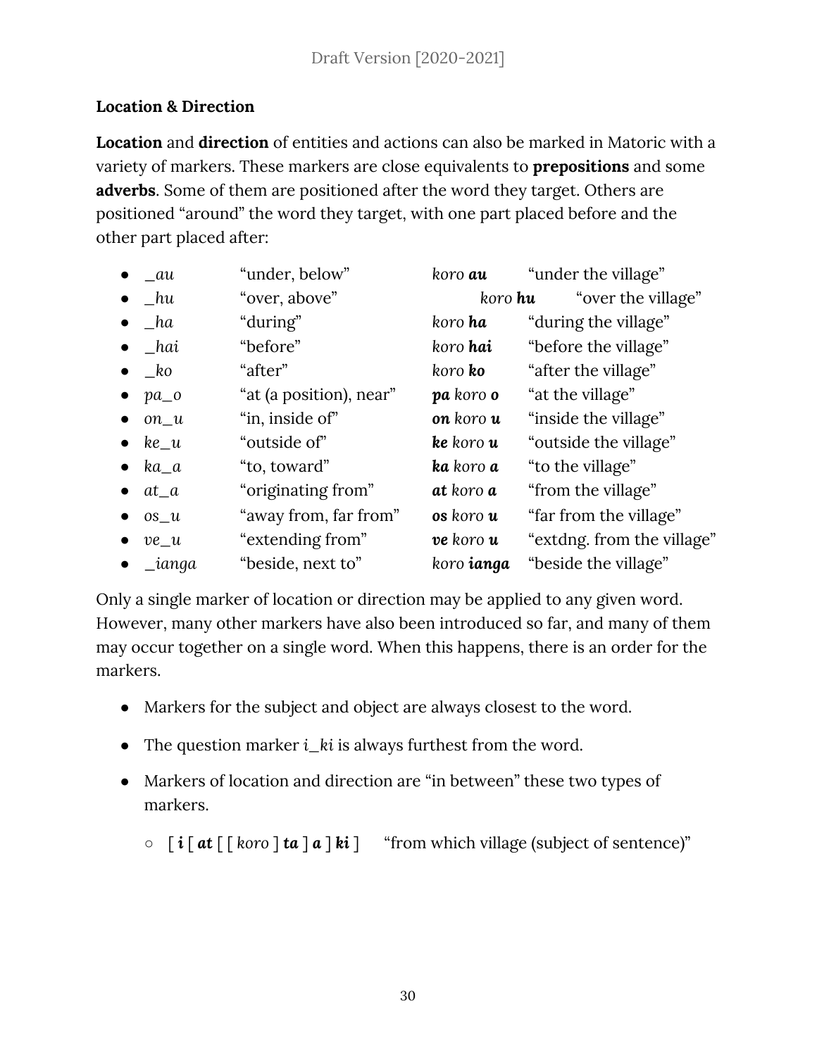**Location & Direction**

**Location** and **direction** of entities and actions can also be marked in Matoric with a variety of markers. These markers are close equivalents to **prepositions** and some **adverbs**. Some of them are positioned after the word they target. Others are positioned "around" the word they target, with one part placed before and the other part placed after:

- *_au* "under, below" *koro* ***au*** "under the village"
- *_hu* "over, above" *koro* ***hu*** "over the village"
- *_ha* "during" *koro* ***ha*** "during the village"
- *_hai* "before" *koro* ***hai*** "before the village"
- *_ko* "after" *koro* ***ko*** "after the village"
- *pa_o* "at (a position), near" ***pa*** *koro* ***o*** "at the village"
- *on_u* "in, inside of" ***on*** *koro* ***u*** "inside the village"
- *ke_u* "outside of" ***ke*** *koro* ***u*** "outside the village"
- *ka_a* "to, toward" ***ka*** *koro* ***a*** "to the village"
- *at_a* "originating from" ***at*** *koro* ***a*** "from the village"
- *os_u* "away from, far from" ***os*** *koro* ***u*** "far from the village"
- *ve_u* "extending from" ***ve*** *koro* ***u*** "extdng. from the village"
- *_ianga* "beside, next to" *koro* ***ianga*** "beside the village"

Only a single marker of location or direction may be applied to any given word. However, many other markers have also been introduced so far, and many of them may occur together on a single word. When this happens, there is an order for the markers.

- Markers for the subject and object are always closest to the word.
- The question marker *i_ki* is always furthest from the word.
- Markers of location and direction are "in between" these two types of markers.
  - [ ***i*** [ ***at*** [ [ *koro* ] ***ta*** ] ***a*** ] ***ki*** ] "from which village (subject of sentence)"